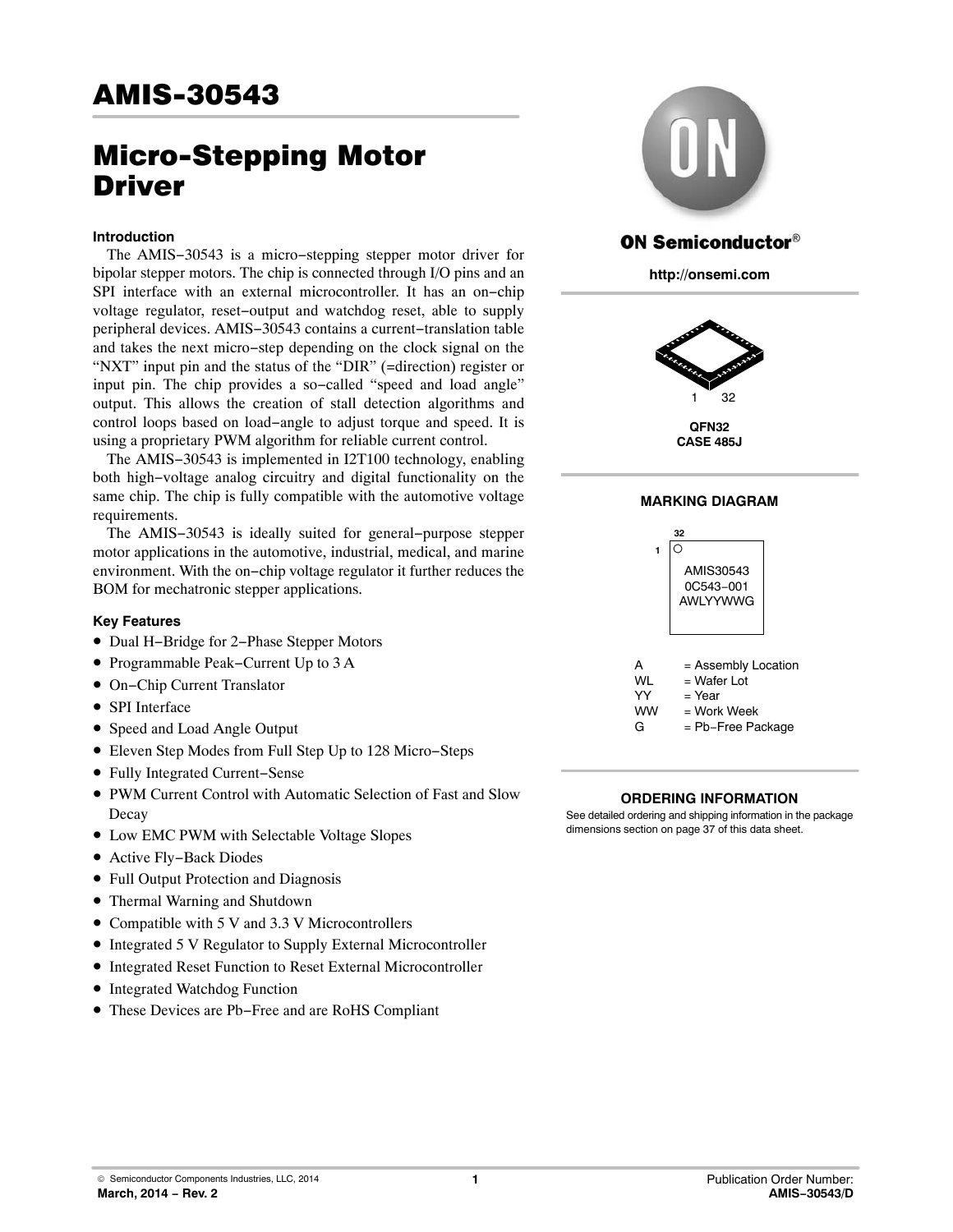# AMIS-30543

# Micro-Stepping Motor Driver

ON Semiconductor®

http://onsemi.com

QFN32
CASE 485J

**MARKING DIAGRAM**

AMIS30543
0C543−001
AWLYYWWG

| | |
|---|---|
| A | = Assembly Location |
| WL | = Wafer Lot |
| YY | = Year |
| WW | = Work Week |
| G | = Pb−Free Package |

**ORDERING INFORMATION**

See detailed ordering and shipping information in the package dimensions section on page 37 of this data sheet.

### Introduction

The AMIS−30543 is a micro−stepping stepper motor driver for bipolar stepper motors. The chip is connected through I/O pins and an SPI interface with an external microcontroller. It has an on−chip voltage regulator, reset−output and watchdog reset, able to supply peripheral devices. AMIS−30543 contains a current−translation table and takes the next micro−step depending on the clock signal on the "NXT" input pin and the status of the "DIR" (=direction) register or input pin. The chip provides a so−called "speed and load angle" output. This allows the creation of stall detection algorithms and control loops based on load−angle to adjust torque and speed. It is using a proprietary PWM algorithm for reliable current control.

The AMIS−30543 is implemented in I2T100 technology, enabling both high−voltage analog circuitry and digital functionality on the same chip. The chip is fully compatible with the automotive voltage requirements.

The AMIS−30543 is ideally suited for general−purpose stepper motor applications in the automotive, industrial, medical, and marine environment. With the on−chip voltage regulator it further reduces the BOM for mechatronic stepper applications.

### Key Features

- Dual H−Bridge for 2−Phase Stepper Motors
- Programmable Peak−Current Up to 3 A
- On−Chip Current Translator
- SPI Interface
- Speed and Load Angle Output
- Eleven Step Modes from Full Step Up to 128 Micro−Steps
- Fully Integrated Current−Sense
- PWM Current Control with Automatic Selection of Fast and Slow Decay
- Low EMC PWM with Selectable Voltage Slopes
- Active Fly−Back Diodes
- Full Output Protection and Diagnosis
- Thermal Warning and Shutdown
- Compatible with 5 V and 3.3 V Microcontrollers
- Integrated 5 V Regulator to Supply External Microcontroller
- Integrated Reset Function to Reset External Microcontroller
- Integrated Watchdog Function
- These Devices are Pb−Free and are RoHS Compliant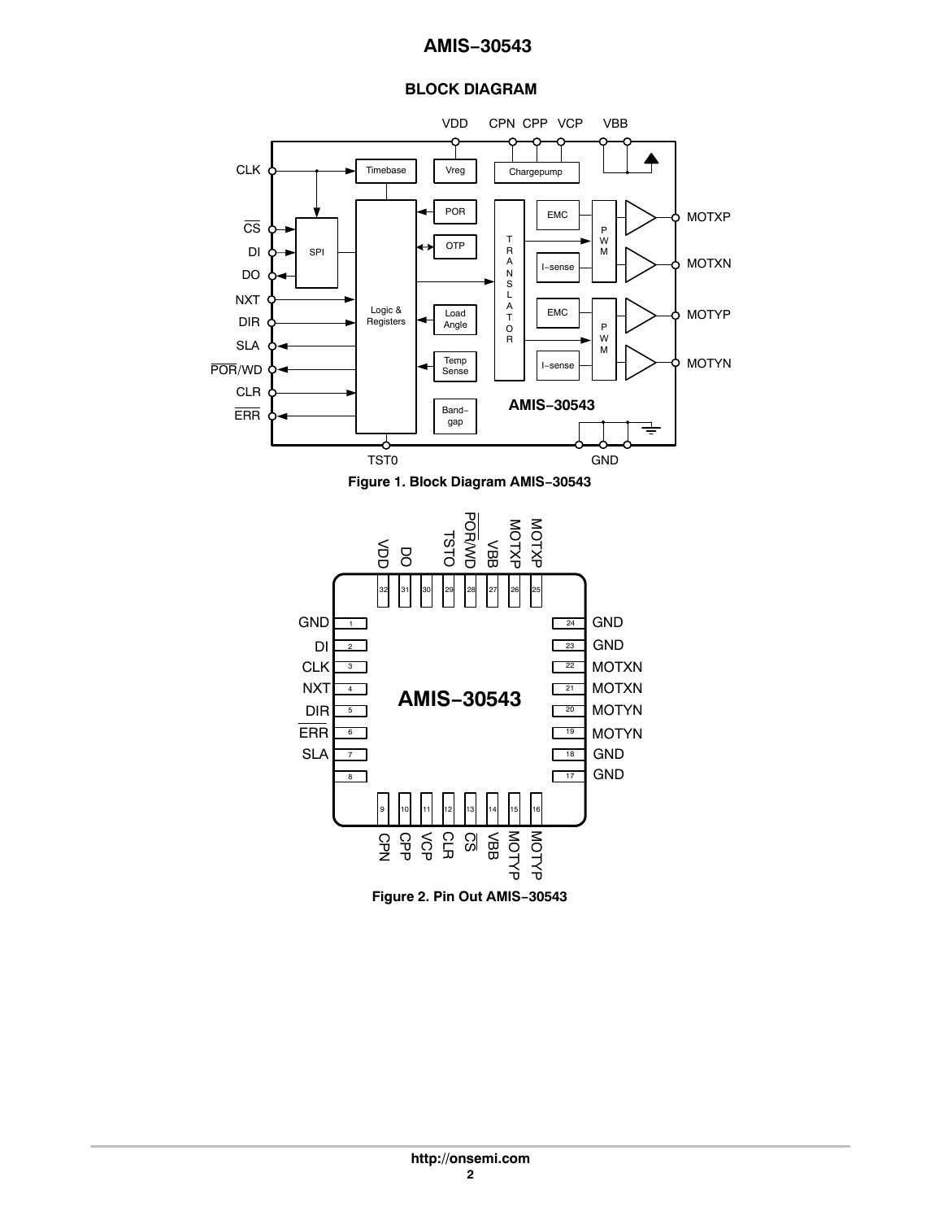## BLOCK DIAGRAM

Figure 1. Block Diagram AMIS−30543

Figure 2. Pin Out AMIS−30543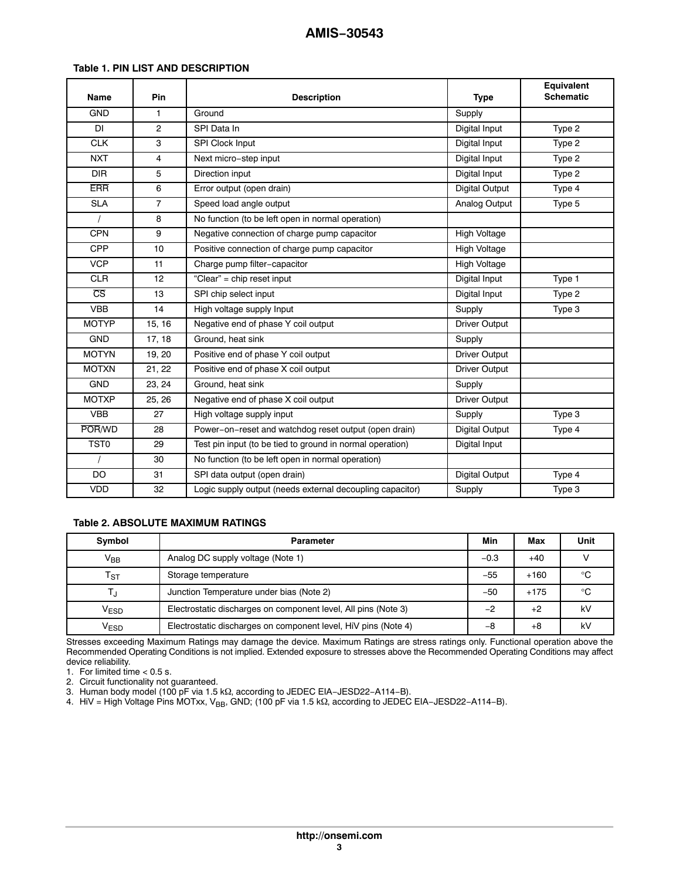**Table 1. PIN LIST AND DESCRIPTION**

| Name | Pin | Description | Type | Equivalent Schematic |
|---|---|---|---|---|
| GND | 1 | Ground | Supply | |
| DI | 2 | SPI Data In | Digital Input | Type 2 |
| CLK | 3 | SPI Clock Input | Digital Input | Type 2 |
| NXT | 4 | Next micro−step input | Digital Input | Type 2 |
| DIR | 5 | Direction input | Digital Input | Type 2 |
| $\overline{\text{ERR}}$ | 6 | Error output (open drain) | Digital Output | Type 4 |
| SLA | 7 | Speed load angle output | Analog Output | Type 5 |
| / | 8 | No function (to be left open in normal operation) | | |
| CPN | 9 | Negative connection of charge pump capacitor | High Voltage | |
| CPP | 10 | Positive connection of charge pump capacitor | High Voltage | |
| VCP | 11 | Charge pump filter−capacitor | High Voltage | |
| CLR | 12 | “Clear” = chip reset input | Digital Input | Type 1 |
| $\overline{\text{CS}}$ | 13 | SPI chip select input | Digital Input | Type 2 |
| VBB | 14 | High voltage supply Input | Supply | Type 3 |
| MOTYP | 15, 16 | Negative end of phase Y coil output | Driver Output | |
| GND | 17, 18 | Ground, heat sink | Supply | |
| MOTYN | 19, 20 | Positive end of phase Y coil output | Driver Output | |
| MOTXN | 21, 22 | Positive end of phase X coil output | Driver Output | |
| GND | 23, 24 | Ground, heat sink | Supply | |
| MOTXP | 25, 26 | Negative end of phase X coil output | Driver Output | |
| VBB | 27 | High voltage supply input | Supply | Type 3 |
| $\overline{\text{POR}}$/WD | 28 | Power−on−reset and watchdog reset output (open drain) | Digital Output | Type 4 |
| TST0 | 29 | Test pin input (to be tied to ground in normal operation) | Digital Input | |
| / | 30 | No function (to be left open in normal operation) | | |
| DO | 31 | SPI data output (open drain) | Digital Output | Type 4 |
| VDD | 32 | Logic supply output (needs external decoupling capacitor) | Supply | Type 3 |

**Table 2. ABSOLUTE MAXIMUM RATINGS**

| Symbol | Parameter | Min | Max | Unit |
|---|---|---|---|---|
| $V_{BB}$ | Analog DC supply voltage (Note 1) | −0.3 | +40 | V |
| $T_{ST}$ | Storage temperature | −55 | +160 | °C |
| $T_J$ | Junction Temperature under bias (Note 2) | −50 | +175 | °C |
| $V_{ESD}$ | Electrostatic discharges on component level, All pins (Note 3) | −2 | +2 | kV |
| $V_{ESD}$ | Electrostatic discharges on component level, HiV pins (Note 4) | −8 | +8 | kV |

Stresses exceeding Maximum Ratings may damage the device. Maximum Ratings are stress ratings only. Functional operation above the Recommended Operating Conditions is not implied. Extended exposure to stresses above the Recommended Operating Conditions may affect device reliability.

1. For limited time < 0.5 s.
2. Circuit functionality not guaranteed.
3. Human body model (100 pF via 1.5 kΩ, according to JEDEC EIA−JESD22−A114−B).
4. HiV = High Voltage Pins MOTxx, $V_{BB}$, GND; (100 pF via 1.5 kΩ, according to JEDEC EIA−JESD22−A114−B).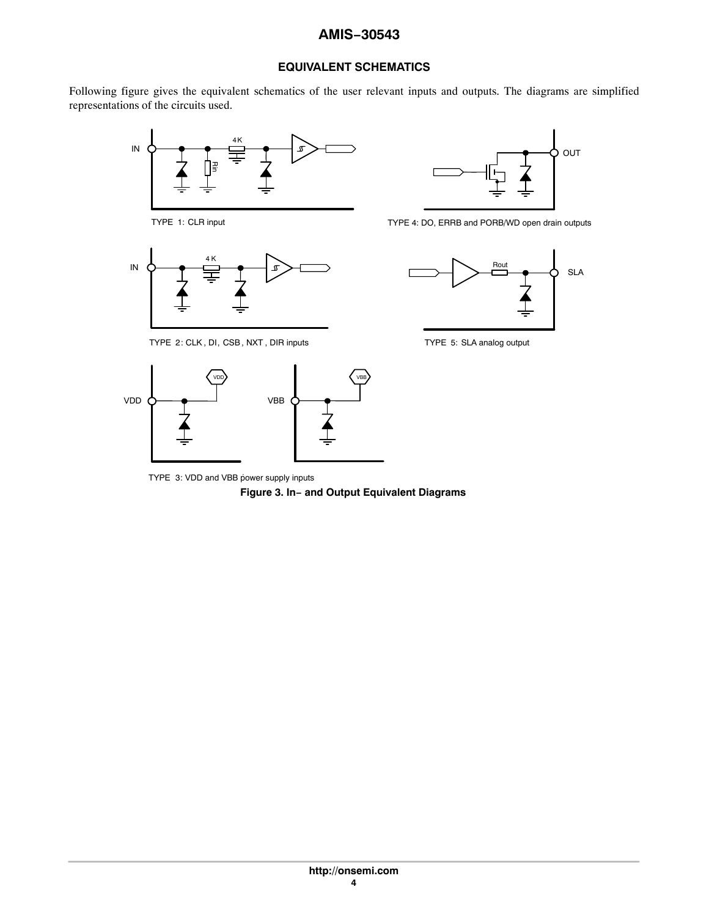## EQUIVALENT SCHEMATICS

Following figure gives the equivalent schematics of the user relevant inputs and outputs. The diagrams are simplified representations of the circuits used.

TYPE 1: CLR input

TYPE 4: DO, ERRB and PORB/WD open drain outputs

TYPE 2: CLK, DI, CSB, NXT, DIR inputs

TYPE 5: SLA analog output

TYPE 3: VDD and VBB power supply inputs

**Figure 3. In− and Output Equivalent Diagrams**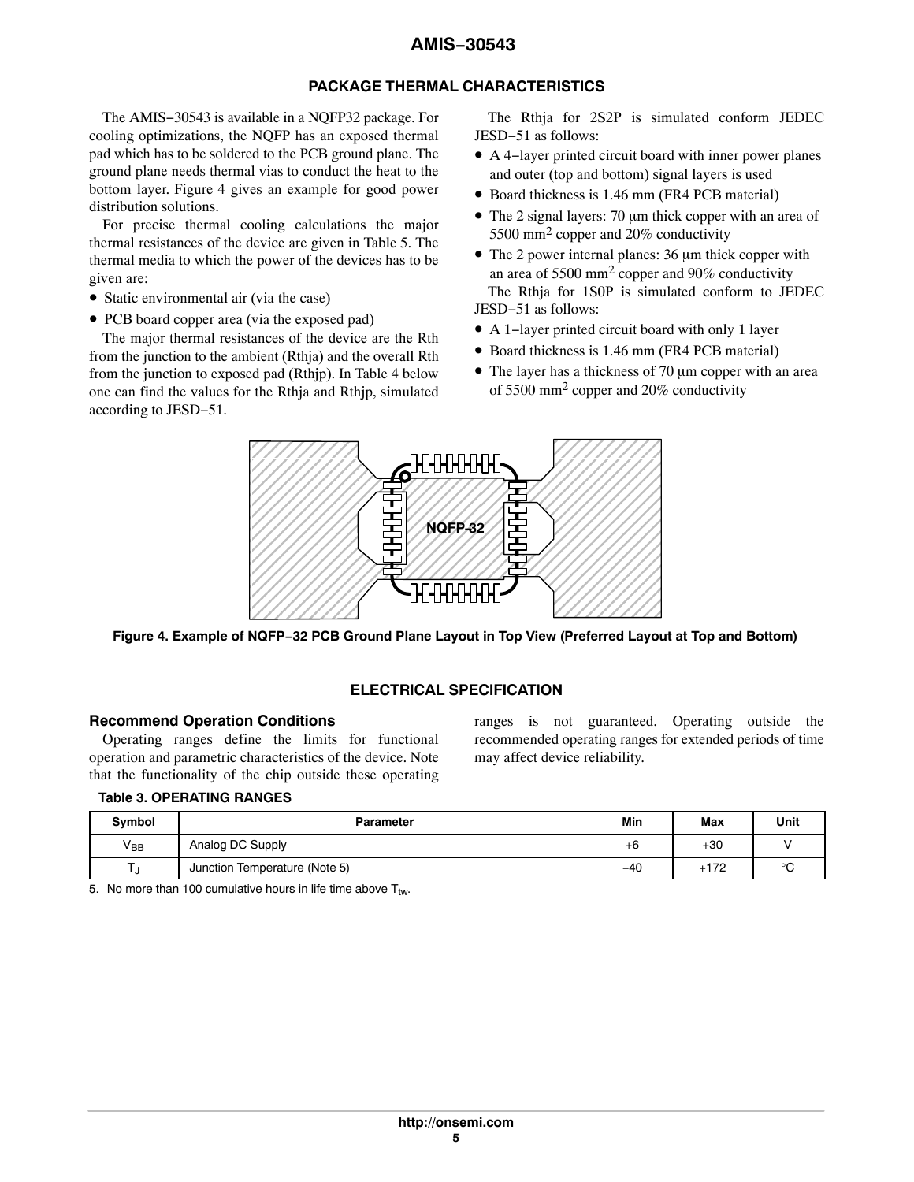## PACKAGE THERMAL CHARACTERISTICS

The AMIS−30543 is available in a NQFP32 package. For cooling optimizations, the NQFP has an exposed thermal pad which has to be soldered to the PCB ground plane. The ground plane needs thermal vias to conduct the heat to the bottom layer. Figure 4 gives an example for good power distribution solutions.

For precise thermal cooling calculations the major thermal resistances of the device are given in Table 5. The thermal media to which the power of the devices has to be given are:

- Static environmental air (via the case)
- PCB board copper area (via the exposed pad)

The major thermal resistances of the device are the Rth from the junction to the ambient (Rthja) and the overall Rth from the junction to exposed pad (Rthjp). In Table 4 below one can find the values for the Rthja and Rthjp, simulated according to JESD−51.

The Rthja for 2S2P is simulated conform JEDEC JESD−51 as follows:

- A 4−layer printed circuit board with inner power planes and outer (top and bottom) signal layers is used
- Board thickness is 1.46 mm (FR4 PCB material)
- The 2 signal layers: 70 μm thick copper with an area of 5500 $mm^2$ copper and 20% conductivity
- The 2 power internal planes: 36 μm thick copper with an area of 5500 $mm^2$ copper and 90% conductivity

The Rthja for 1S0P is simulated conform to JEDEC JESD−51 as follows:

- A 1−layer printed circuit board with only 1 layer
- Board thickness is 1.46 mm (FR4 PCB material)
- The layer has a thickness of 70 μm copper with an area of 5500 $mm^2$ copper and 20% conductivity

NQFP-32

**Figure 4. Example of NQFP−32 PCB Ground Plane Layout in Top View (Preferred Layout at Top and Bottom)**

## ELECTRICAL SPECIFICATION

### Recommend Operation Conditions

Operating ranges define the limits for functional operation and parametric characteristics of the device. Note that the functionality of the chip outside these operating ranges is not guaranteed. Operating outside the recommended operating ranges for extended periods of time may affect device reliability.

**Table 3. OPERATING RANGES**

| Symbol | Parameter | Min | Max | Unit |
|---|---|---|---|---|
| $V_{BB}$ | Analog DC Supply | +6 | +30 | V |
| $T_J$ | Junction Temperature (Note 5) | −40 | +172 | °C |

5. No more than 100 cumulative hours in life time above $T_{tw}$.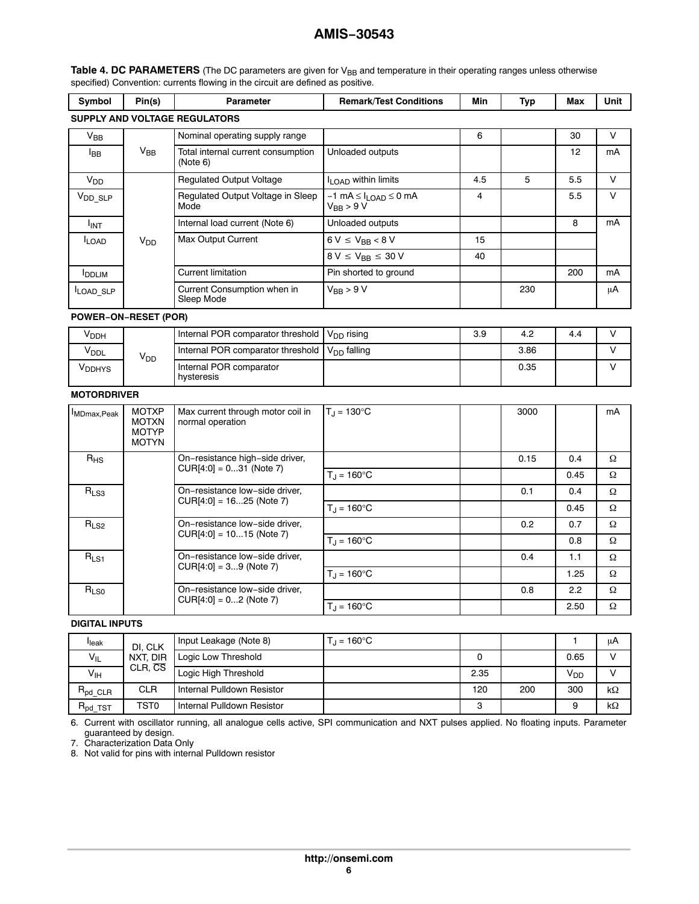**Table 4. DC PARAMETERS** (The DC parameters are given for $V_{BB}$ and temperature in their operating ranges unless otherwise specified) Convention: currents flowing in the circuit are defined as positive.

| Symbol | Pin(s) | Parameter | Remark/Test Conditions | Min | Typ | Max | Unit |
|---|---|---|---|---|---|---|---|
| **SUPPLY AND VOLTAGE REGULATORS** | | | | | | | |
| $V_{BB}$ | $V_{BB}$ | Nominal operating supply range | | 6 | | 30 | V |
| $I_{BB}$ | | Total internal current consumption (Note 6) | Unloaded outputs | | | 12 | mA |
| $V_{DD}$ | $V_{DD}$ | Regulated Output Voltage | $I_{LOAD}$ within limits | 4.5 | 5 | 5.5 | V |
| $V_{DD\_SLP}$ | | Regulated Output Voltage in Sleep Mode | $-1\ mA \leq I_{LOAD} \leq 0\ mA$ $V_{BB} > 9\ V$ | 4 | | 5.5 | V |
| $I_{INT}$ | | Internal load current (Note 6) | Unloaded outputs | | | 8 | mA |
| $I_{LOAD}$ | | Max Output Current | $6\ V \leq V_{BB} < 8\ V$ | 15 | | | |
| | | | $8\ V \leq V_{BB} \leq 30\ V$ | 40 | | | |
| $I_{DDLIM}$ | | Current limitation | Pin shorted to ground | | | 200 | mA |
| $I_{LOAD\_SLP}$ | | Current Consumption when in Sleep Mode | $V_{BB} > 9\ V$ | | 230 | | μA |
| **POWER−ON−RESET (POR)** | | | | | | | |
| $V_{DDH}$ | $V_{DD}$ | Internal POR comparator threshold | $V_{DD}$ rising | 3.9 | 4.2 | 4.4 | V |
| $V_{DDL}$ | | Internal POR comparator threshold | $V_{DD}$ falling | | 3.86 | | V |
| $V_{DDHYS}$ | | Internal POR comparator hysteresis | | | 0.35 | | V |
| **MOTORDRIVER** | | | | | | | |
| $I_{MDmax,Peak}$ | MOTXP MOTXN MOTYP MOTYN | Max current through motor coil in normal operation | $T_J = 130°C$ | | 3000 | | mA |
| $R_{HS}$ | | On−resistance high−side driver, CUR[4:0] = 0...31 (Note 7) | | | 0.15 | 0.4 | Ω |
| | | | $T_J = 160°C$ | | | 0.45 | Ω |
| $R_{LS3}$ | | On−resistance low−side driver, CUR[4:0] = 16...25 (Note 7) | | | 0.1 | 0.4 | Ω |
| | | | $T_J = 160°C$ | | | 0.45 | Ω |
| $R_{LS2}$ | | On−resistance low−side driver, CUR[4:0] = 10...15 (Note 7) | | | 0.2 | 0.7 | Ω |
| | | | $T_J = 160°C$ | | | 0.8 | Ω |
| $R_{LS1}$ | | On−resistance low−side driver, CUR[4:0] = 3...9 (Note 7) | | | 0.4 | 1.1 | Ω |
| | | | $T_J = 160°C$ | | | 1.25 | Ω |
| $R_{LS0}$ | | On−resistance low−side driver, CUR[4:0] = 0...2 (Note 7) | | | 0.8 | 2.2 | Ω |
| | | | $T_J = 160°C$ | | | 2.50 | Ω |
| **DIGITAL INPUTS** | | | | | | | |
| $I_{leak}$ | DI, CLK NXT, DIR CLR, $\overline{CS}$ | Input Leakage (Note 8) | $T_J = 160°C$ | | | 1 | μA |
| $V_{IL}$ | | Logic Low Threshold | | 0 | | 0.65 | V |
| $V_{IH}$ | | Logic High Threshold | | 2.35 | | $V_{DD}$ | V |
| $R_{pd\_CLR}$ | CLR | Internal Pulldown Resistor | | 120 | 200 | 300 | kΩ |
| $R_{pd\_TST}$ | TST0 | Internal Pulldown Resistor | | 3 | | 9 | kΩ |

6. Current with oscillator running, all analogue cells active, SPI communication and NXT pulses applied. No floating inputs. Parameter guaranteed by design.
7. Characterization Data Only
8. Not valid for pins with internal Pulldown resistor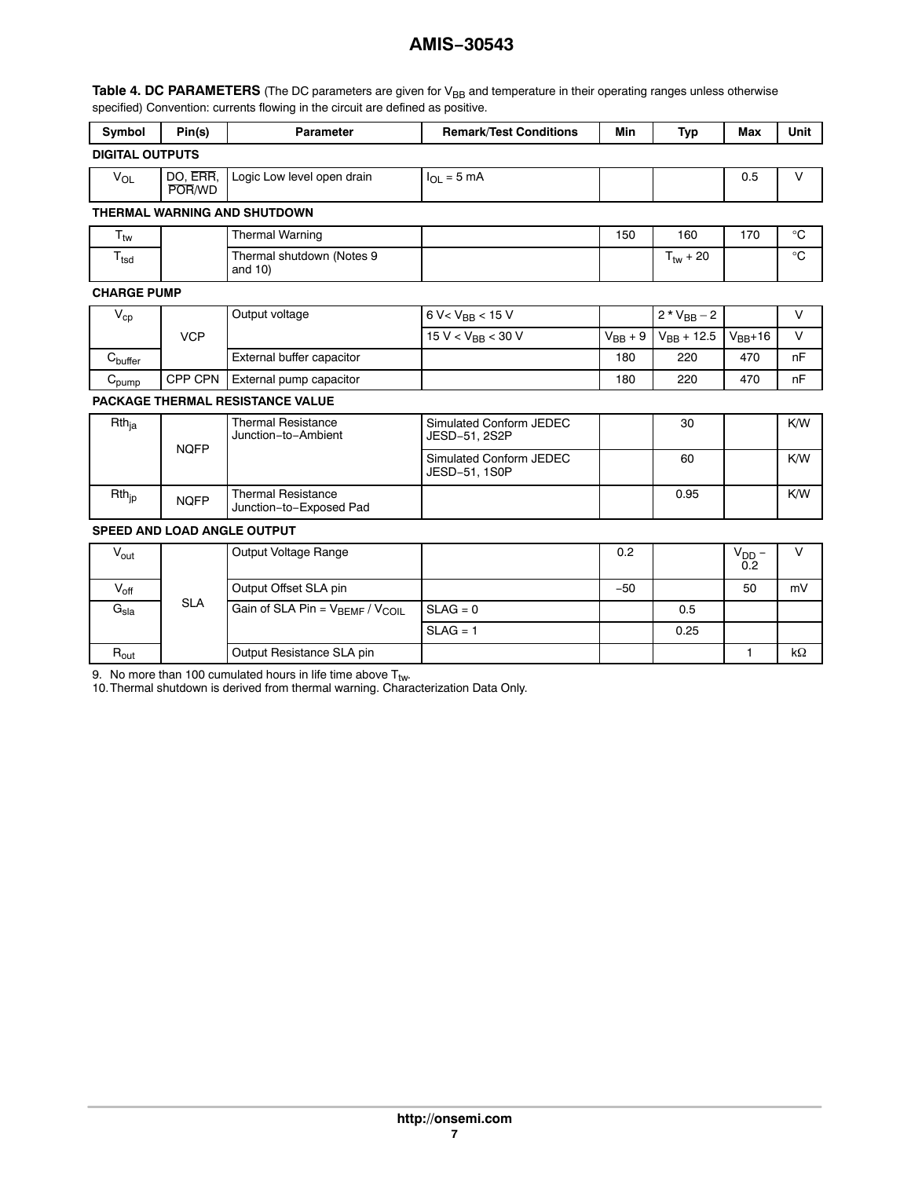**Table 4. DC PARAMETERS** (The DC parameters are given for $V_{BB}$ and temperature in their operating ranges unless otherwise specified) Convention: currents flowing in the circuit are defined as positive.

| Symbol | Pin(s) | Parameter | Remark/Test Conditions | Min | Typ | Max | Unit |
|---|---|---|---|---|---|---|---|
| **DIGITAL OUTPUTS** | | | | | | | |
| $V_{OL}$ | DO, $\overline{ERR}$, $\overline{POR}$/WD | Logic Low level open drain | $I_{OL}$ = 5 mA | | | 0.5 | V |
| **THERMAL WARNING AND SHUTDOWN** | | | | | | | |
| $T_{tw}$ | | Thermal Warning | | 150 | 160 | 170 | °C |
| $T_{tsd}$ | | Thermal shutdown (Notes 9 and 10) | | | $T_{tw}$ + 20 | | °C |
| **CHARGE PUMP** | | | | | | | |
| $V_{cp}$ | VCP | Output voltage | 6 V< $V_{BB}$ < 15 V | | 2 * $V_{BB}$ – 2 | | V |
| | | | 15 V < $V_{BB}$ < 30 V | $V_{BB}$ + 9 | $V_{BB}$ + 12.5 | $V_{BB}$+16 | V |
| $C_{buffer}$ | | External buffer capacitor | | 180 | 220 | 470 | nF |
| $C_{pump}$ | CPP CPN | External pump capacitor | | 180 | 220 | 470 | nF |
| **PACKAGE THERMAL RESISTANCE VALUE** | | | | | | | |
| $Rth_{ja}$ | NQFP | Thermal Resistance Junction−to−Ambient | Simulated Conform JEDEC JESD−51, 2S2P | | 30 | | K/W |
| | | | Simulated Conform JEDEC JESD−51, 1S0P | | 60 | | K/W |
| $Rth_{jp}$ | NQFP | Thermal Resistance Junction−to−Exposed Pad | | | 0.95 | | K/W |
| **SPEED AND LOAD ANGLE OUTPUT** | | | | | | | |
| $V_{out}$ | SLA | Output Voltage Range | | 0.2 | | $V_{DD}$ – 0.2 | V |
| $V_{off}$ | | Output Offset SLA pin | | −50 | | 50 | mV |
| $G_{sla}$ | | Gain of SLA Pin = $V_{BEMF}$ / $V_{COIL}$ | SLAG = 0 | | 0.5 | | |
| | | | SLAG = 1 | | 0.25 | | |
| $R_{out}$ | | Output Resistance SLA pin | | | | 1 | kΩ |

9. No more than 100 cumulated hours in life time above $T_{tw}$.
10. Thermal shutdown is derived from thermal warning. Characterization Data Only.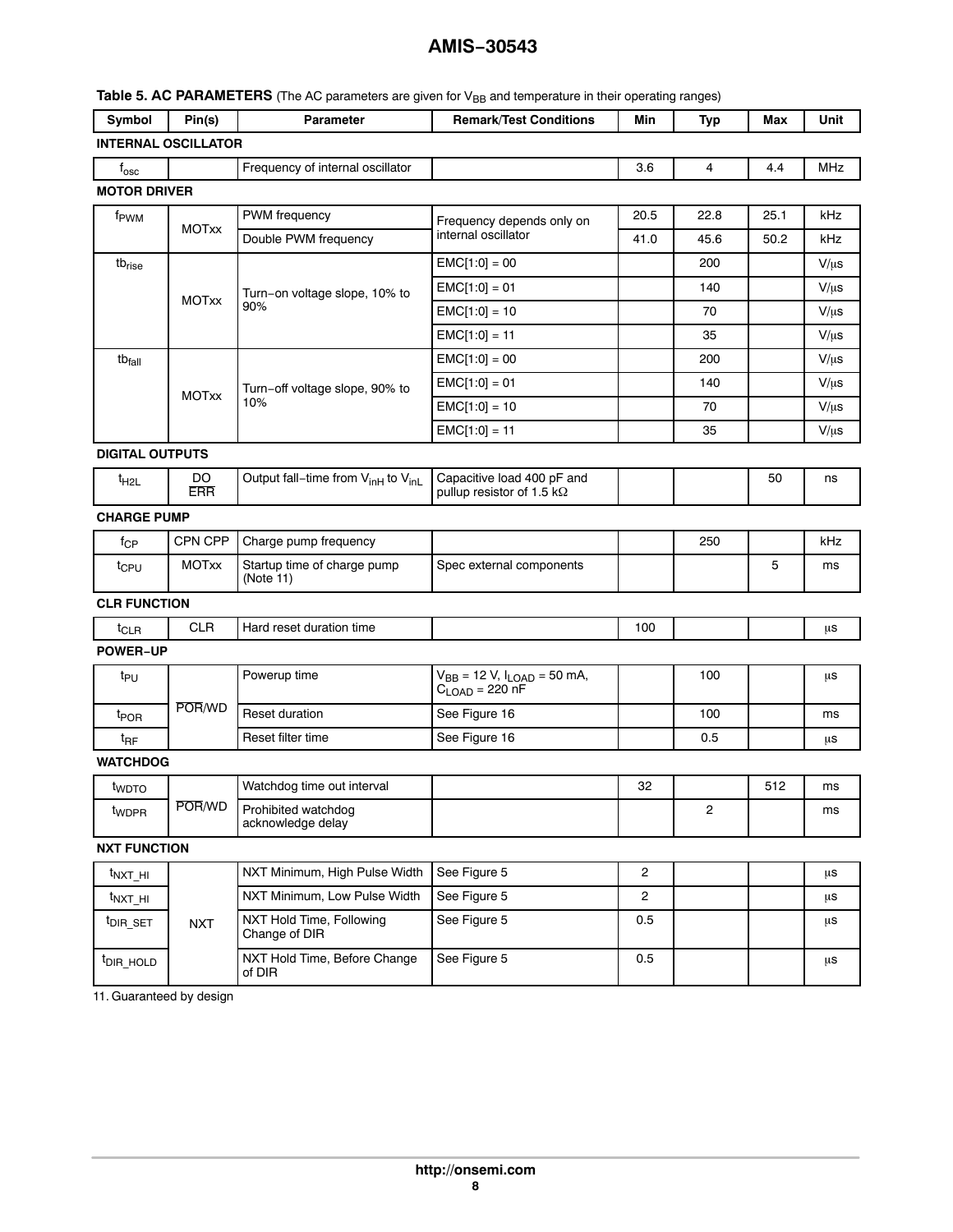**Table 5. AC PARAMETERS** (The AC parameters are given for $V_{BB}$ and temperature in their operating ranges)

| Symbol | Pin(s) | Parameter | Remark/Test Conditions | Min | Typ | Max | Unit |
|---|---|---|---|---|---|---|---|
| **INTERNAL OSCILLATOR** | | | | | | | |
| $f_{osc}$ | | Frequency of internal oscillator | | 3.6 | 4 | 4.4 | MHz |
| **MOTOR DRIVER** | | | | | | | |
| $f_{PWM}$ | MOTxx | PWM frequency | Frequency depends only on internal oscillator | 20.5 | 22.8 | 25.1 | kHz |
| | | Double PWM frequency | | 41.0 | 45.6 | 50.2 | kHz |
| $tb_{rise}$ | MOTxx | Turn−on voltage slope, 10% to 90% | EMC[1:0] = 00 | | 200 | | V/μs |
| | | | EMC[1:0] = 01 | | 140 | | V/μs |
| | | | EMC[1:0] = 10 | | 70 | | V/μs |
| | | | EMC[1:0] = 11 | | 35 | | V/μs |
| $tb_{fall}$ | MOTxx | Turn−off voltage slope, 90% to 10% | EMC[1:0] = 00 | | 200 | | V/μs |
| | | | EMC[1:0] = 01 | | 140 | | V/μs |
| | | | EMC[1:0] = 10 | | 70 | | V/μs |
| | | | EMC[1:0] = 11 | | 35 | | V/μs |
| **DIGITAL OUTPUTS** | | | | | | | |
| $t_{H2L}$ | DO $\overline{ERR}$ | Output fall−time from $V_{inH}$ to $V_{inL}$ | Capacitive load 400 pF and pullup resistor of 1.5 kΩ | | | 50 | ns |
| **CHARGE PUMP** | | | | | | | |
| $f_{CP}$ | CPN CPP | Charge pump frequency | | | 250 | | kHz |
| $t_{CPU}$ | MOTxx | Startup time of charge pump (Note 11) | Spec external components | | | 5 | ms |
| **CLR FUNCTION** | | | | | | | |
| $t_{CLR}$ | CLR | Hard reset duration time | | 100 | | | μs |
| **POWER−UP** | | | | | | | |
| $t_{PU}$ | $\overline{POR}$/WD | Powerup time | $V_{BB}$ = 12 V, $I_{LOAD}$ = 50 mA, $C_{LOAD}$ = 220 nF | | 100 | | μs |
| $t_{POR}$ | | Reset duration | See Figure 16 | | 100 | | ms |
| $t_{RF}$ | | Reset filter time | See Figure 16 | | 0.5 | | μs |
| **WATCHDOG** | | | | | | | |
| $t_{WDTO}$ | $\overline{POR}$/WD | Watchdog time out interval | | 32 | | 512 | ms |
| $t_{WDPR}$ | | Prohibited watchdog acknowledge delay | | | 2 | | ms |
| **NXT FUNCTION** | | | | | | | |
| $t_{NXT\_HI}$ | NXT | NXT Minimum, High Pulse Width | See Figure 5 | 2 | | | μs |
| $t_{NXT\_HI}$ | | NXT Minimum, Low Pulse Width | See Figure 5 | 2 | | | μs |
| $t_{DIR\_SET}$ | | NXT Hold Time, Following Change of DIR | See Figure 5 | 0.5 | | | μs |
| $t_{DIR\_HOLD}$ | | NXT Hold Time, Before Change of DIR | See Figure 5 | 0.5 | | | μs |

11. Guaranteed by design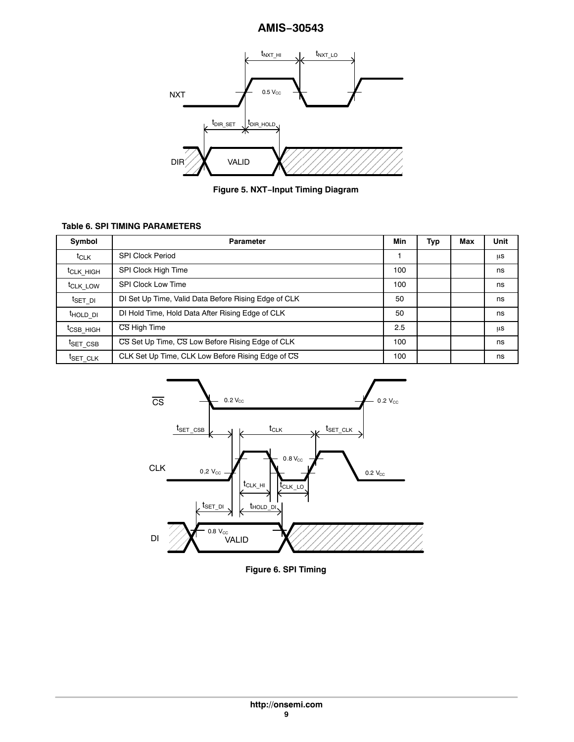Figure 5. NXT−Input Timing Diagram

**Table 6. SPI TIMING PARAMETERS**

| Symbol | Parameter | Min | Typ | Max | Unit |
| --- | --- | --- | --- | --- | --- |
| $t_{CLK}$ | SPI Clock Period | 1 | | | μs |
| $t_{CLK\_HIGH}$ | SPI Clock High Time | 100 | | | ns |
| $t_{CLK\_LOW}$ | SPI Clock Low Time | 100 | | | ns |
| $t_{SET\_DI}$ | DI Set Up Time, Valid Data Before Rising Edge of CLK | 50 | | | ns |
| $t_{HOLD\_DI}$ | DI Hold Time, Hold Data After Rising Edge of CLK | 50 | | | ns |
| $t_{CSB\_HIGH}$ | $\overline{CS}$ High Time | 2.5 | | | μs |
| $t_{SET\_CSB}$ | $\overline{CS}$ Set Up Time, $\overline{CS}$ Low Before Rising Edge of CLK | 100 | | | ns |
| $t_{SET\_CLK}$ | CLK Set Up Time, CLK Low Before Rising Edge of $\overline{CS}$ | 100 | | | ns |

Figure 6. SPI Timing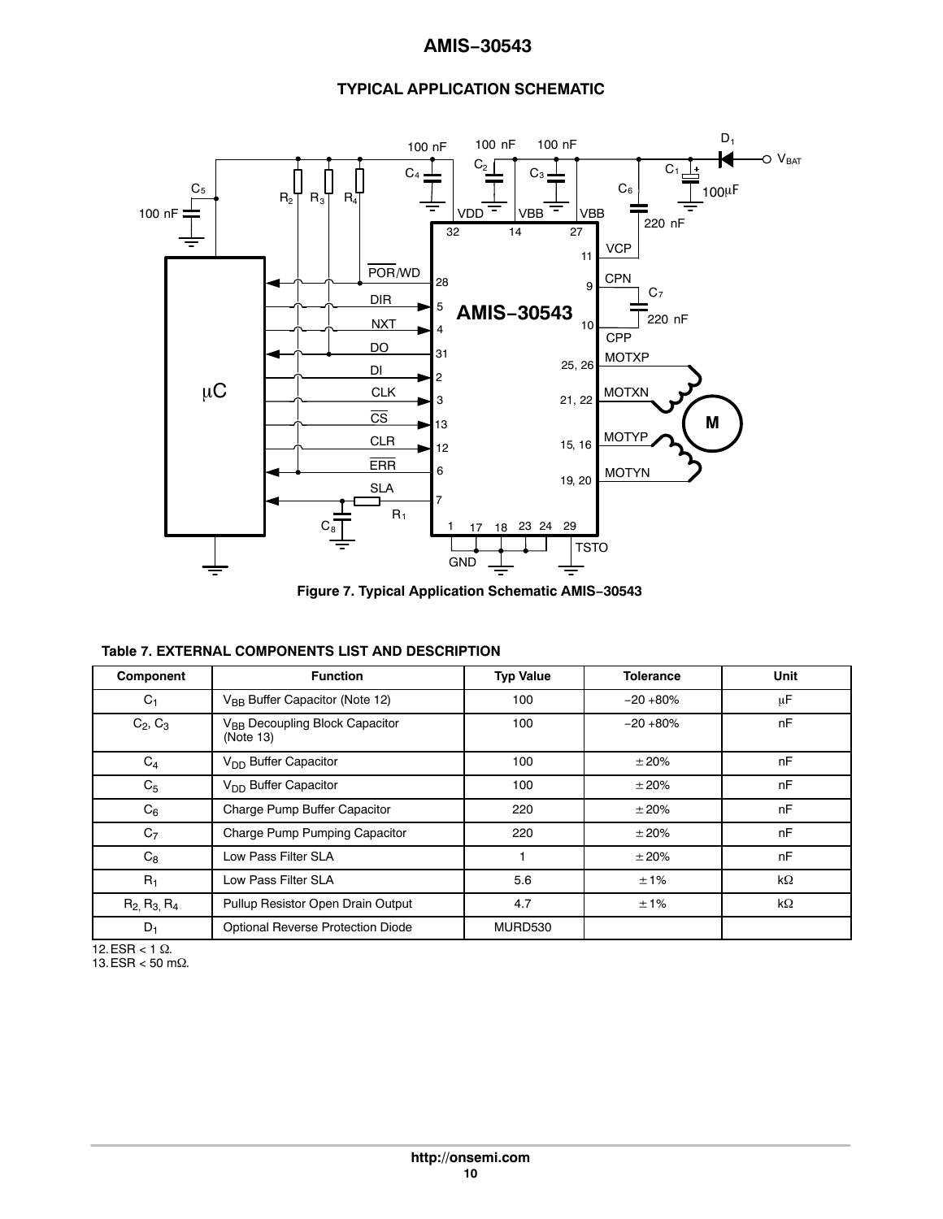## TYPICAL APPLICATION SCHEMATIC

Figure 7. Typical Application Schematic AMIS−30543

**Table 7. EXTERNAL COMPONENTS LIST AND DESCRIPTION**

| Component | Function | Typ Value | Tolerance | Unit |
|---|---|---|---|---|
| $C_1$ | $V_{BB}$ Buffer Capacitor (Note 12) | 100 | −20 +80% | μF |
| $C_2$, $C_3$ | $V_{BB}$ Decoupling Block Capacitor (Note 13) | 100 | −20 +80% | nF |
| $C_4$ | $V_{DD}$ Buffer Capacitor | 100 | ± 20% | nF |
| $C_5$ | $V_{DD}$ Buffer Capacitor | 100 | ± 20% | nF |
| $C_6$ | Charge Pump Buffer Capacitor | 220 | ± 20% | nF |
| $C_7$ | Charge Pump Pumping Capacitor | 220 | ± 20% | nF |
| $C_8$ | Low Pass Filter SLA | 1 | ± 20% | nF |
| $R_1$ | Low Pass Filter SLA | 5.6 | ± 1% | kΩ |
| $R_2$, $R_3$, $R_4$ | Pullup Resistor Open Drain Output | 4.7 | ± 1% | kΩ |
| $D_1$ | Optional Reverse Protection Diode | MURD530 | | |

12. ESR < 1 Ω.
13. ESR < 50 mΩ.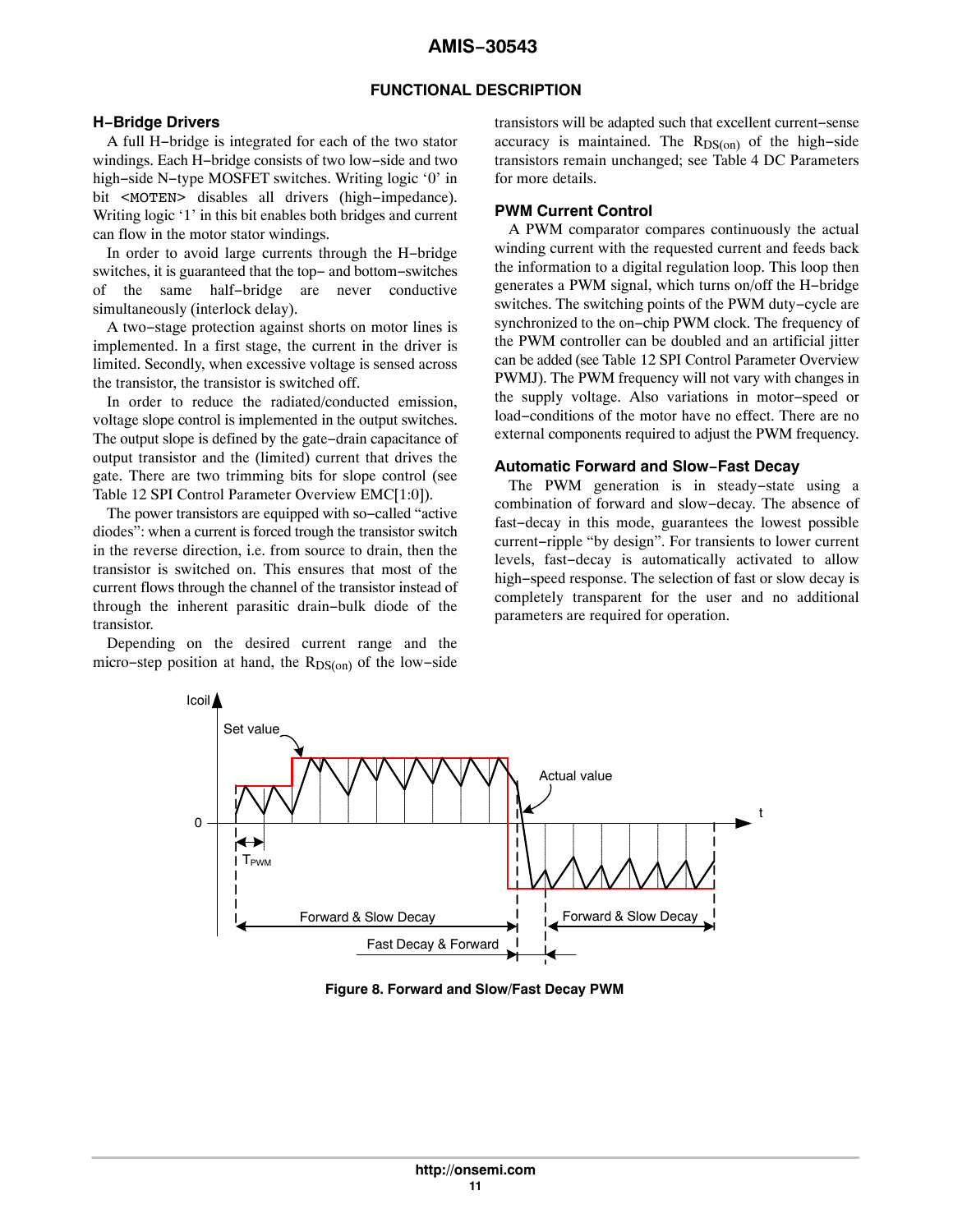## FUNCTIONAL DESCRIPTION

### H−Bridge Drivers

A full H−bridge is integrated for each of the two stator windings. Each H−bridge consists of two low−side and two high−side N−type MOSFET switches. Writing logic '0' in bit <MOTEN> disables all drivers (high−impedance). Writing logic '1' in this bit enables both bridges and current can flow in the motor stator windings.

In order to avoid large currents through the H−bridge switches, it is guaranteed that the top− and bottom−switches of the same half−bridge are never conductive simultaneously (interlock delay).

A two−stage protection against shorts on motor lines is implemented. In a first stage, the current in the driver is limited. Secondly, when excessive voltage is sensed across the transistor, the transistor is switched off.

In order to reduce the radiated/conducted emission, voltage slope control is implemented in the output switches. The output slope is defined by the gate−drain capacitance of output transistor and the (limited) current that drives the gate. There are two trimming bits for slope control (see Table 12 SPI Control Parameter Overview EMC[1:0]).

The power transistors are equipped with so−called "active diodes": when a current is forced trough the transistor switch in the reverse direction, i.e. from source to drain, then the transistor is switched on. This ensures that most of the current flows through the channel of the transistor instead of through the inherent parasitic drain−bulk diode of the transistor.

Depending on the desired current range and the micro−step position at hand, the $R_{DS(on)}$ of the low−side transistors will be adapted such that excellent current−sense accuracy is maintained. The $R_{DS(on)}$ of the high−side transistors remain unchanged; see Table 4 DC Parameters for more details.

### PWM Current Control

A PWM comparator compares continuously the actual winding current with the requested current and feeds back the information to a digital regulation loop. This loop then generates a PWM signal, which turns on/off the H−bridge switches. The switching points of the PWM duty−cycle are synchronized to the on−chip PWM clock. The frequency of the PWM controller can be doubled and an artificial jitter can be added (see Table 12 SPI Control Parameter Overview PWMJ). The PWM frequency will not vary with changes in the supply voltage. Also variations in motor−speed or load−conditions of the motor have no effect. There are no external components required to adjust the PWM frequency.

### Automatic Forward and Slow−Fast Decay

The PWM generation is in steady−state using a combination of forward and slow−decay. The absence of fast−decay in this mode, guarantees the lowest possible current−ripple "by design". For transients to lower current levels, fast−decay is automatically activated to allow high−speed response. The selection of fast or slow decay is completely transparent for the user and no additional parameters are required for operation.

**Figure 8. Forward and Slow/Fast Decay PWM**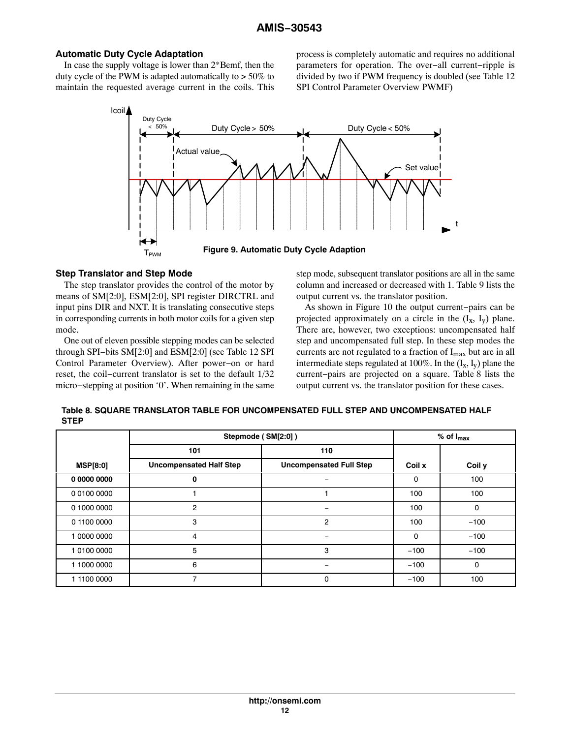### Automatic Duty Cycle Adaptation

In case the supply voltage is lower than 2*Bemf, then the duty cycle of the PWM is adapted automatically to > 50% to maintain the requested average current in the coils. This process is completely automatic and requires no additional parameters for operation. The over−all current−ripple is divided by two if PWM frequency is doubled (see Table 12 SPI Control Parameter Overview PWMF)

**Figure 9. Automatic Duty Cycle Adaption**

### Step Translator and Step Mode

The step translator provides the control of the motor by means of SM[2:0], ESM[2:0], SPI register DIRCTRL and input pins DIR and NXT. It is translating consecutive steps in corresponding currents in both motor coils for a given step mode.

One out of eleven possible stepping modes can be selected through SPI−bits SM[2:0] and ESM[2:0] (see Table 12 SPI Control Parameter Overview). After power−on or hard reset, the coil−current translator is set to the default 1/32 micro−stepping at position '0'. When remaining in the same step mode, subsequent translator positions are all in the same column and increased or decreased with 1. Table 9 lists the output current vs. the translator position.

As shown in Figure 10 the output current−pairs can be projected approximately on a circle in the ($I_x$, $I_y$) plane. There are, however, two exceptions: uncompensated half step and uncompensated full step. In these step modes the currents are not regulated to a fraction of $I_{max}$ but are in all intermediate steps regulated at 100%. In the ($I_x$, $I_y$) plane the current−pairs are projected on a square. Table 8 lists the output current vs. the translator position for these cases.

**Table 8. SQUARE TRANSLATOR TABLE FOR UNCOMPENSATED FULL STEP AND UNCOMPENSATED HALF STEP**

| | Stepmode ( SM[2:0] ) | | % of $I_{max}$ | |
|---|---|---|---|---|
| | 101 | 110 | | |
| MSP[8:0] | Uncompensated Half Step | Uncompensated Full Step | Coil x | Coil y |
| **0 0000 0000** | **0** | − | 0 | 100 |
| 0 0100 0000 | 1 | 1 | 100 | 100 |
| 0 1000 0000 | 2 | − | 100 | 0 |
| 0 1100 0000 | 3 | 2 | 100 | −100 |
| 1 0000 0000 | 4 | − | 0 | −100 |
| 1 0100 0000 | 5 | 3 | −100 | −100 |
| 1 1000 0000 | 6 | − | −100 | 0 |
| 1 1100 0000 | 7 | 0 | −100 | 100 |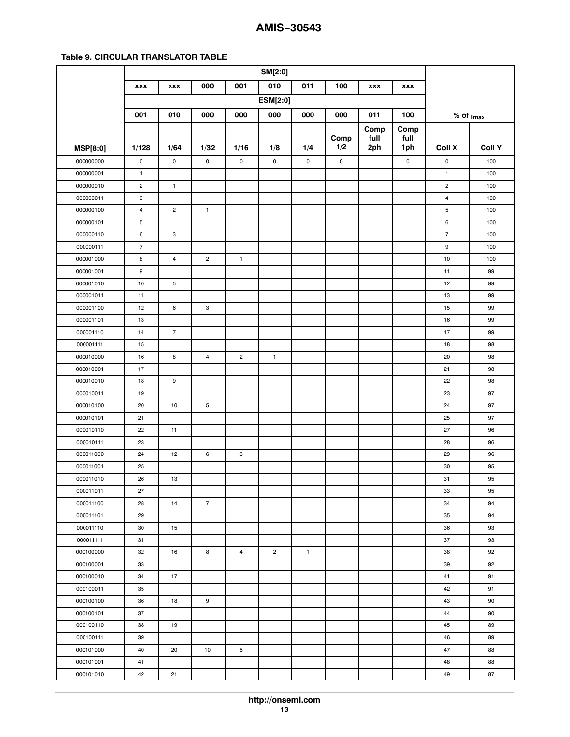**Table 9. CIRCULAR TRANSLATOR TABLE**

| | SM[2:0] | | | | | | | | | | |
|---|---|---|---|---|---|---|---|---|---|---|---|
| | xxx | xxx | 000 | 001 | 010 | 011 | 100 | xxx | xxx | | |
| | ESM[2:0] | | | | | | | | | | |
| | 001 | 010 | 000 | 000 | 000 | 000 | 000 | 011 | 100 | % of $I_{max}$ | |
| **MSP[8:0]** | 1/128 | 1/64 | 1/32 | 1/16 | 1/8 | 1/4 | Comp 1/2 | Comp full 2ph | Comp full 1ph | Coil X | Coil Y |
| 000000000 | 0 | 0 | 0 | 0 | 0 | 0 | 0 | | 0 | 0 | 100 |
| 000000001 | 1 | | | | | | | | | 1 | 100 |
| 000000010 | 2 | 1 | | | | | | | | 2 | 100 |
| 000000011 | 3 | | | | | | | | | 4 | 100 |
| 000000100 | 4 | 2 | 1 | | | | | | | 5 | 100 |
| 000000101 | 5 | | | | | | | | | 6 | 100 |
| 000000110 | 6 | 3 | | | | | | | | 7 | 100 |
| 000000111 | 7 | | | | | | | | | 9 | 100 |
| 000001000 | 8 | 4 | 2 | 1 | | | | | | 10 | 100 |
| 000001001 | 9 | | | | | | | | | 11 | 99 |
| 000001010 | 10 | 5 | | | | | | | | 12 | 99 |
| 000001011 | 11 | | | | | | | | | 13 | 99 |
| 000001100 | 12 | 6 | 3 | | | | | | | 15 | 99 |
| 000001101 | 13 | | | | | | | | | 16 | 99 |
| 000001110 | 14 | 7 | | | | | | | | 17 | 99 |
| 000001111 | 15 | | | | | | | | | 18 | 98 |
| 000010000 | 16 | 8 | 4 | 2 | 1 | | | | | 20 | 98 |
| 000010001 | 17 | | | | | | | | | 21 | 98 |
| 000010010 | 18 | 9 | | | | | | | | 22 | 98 |
| 000010011 | 19 | | | | | | | | | 23 | 97 |
| 000010100 | 20 | 10 | 5 | | | | | | | 24 | 97 |
| 000010101 | 21 | | | | | | | | | 25 | 97 |
| 000010110 | 22 | 11 | | | | | | | | 27 | 96 |
| 000010111 | 23 | | | | | | | | | 28 | 96 |
| 000011000 | 24 | 12 | 6 | 3 | | | | | | 29 | 96 |
| 000011001 | 25 | | | | | | | | | 30 | 95 |
| 000011010 | 26 | 13 | | | | | | | | 31 | 95 |
| 000011011 | 27 | | | | | | | | | 33 | 95 |
| 000011100 | 28 | 14 | 7 | | | | | | | 34 | 94 |
| 000011101 | 29 | | | | | | | | | 35 | 94 |
| 000011110 | 30 | 15 | | | | | | | | 36 | 93 |
| 000011111 | 31 | | | | | | | | | 37 | 93 |
| 000100000 | 32 | 16 | 8 | 4 | 2 | 1 | | | | 38 | 92 |
| 000100001 | 33 | | | | | | | | | 39 | 92 |
| 000100010 | 34 | 17 | | | | | | | | 41 | 91 |
| 000100011 | 35 | | | | | | | | | 42 | 91 |
| 000100100 | 36 | 18 | 9 | | | | | | | 43 | 90 |
| 000100101 | 37 | | | | | | | | | 44 | 90 |
| 000100110 | 38 | 19 | | | | | | | | 45 | 89 |
| 000100111 | 39 | | | | | | | | | 46 | 89 |
| 000101000 | 40 | 20 | 10 | 5 | | | | | | 47 | 88 |
| 000101001 | 41 | | | | | | | | | 48 | 88 |
| 000101010 | 42 | 21 | | | | | | | | 49 | 87 |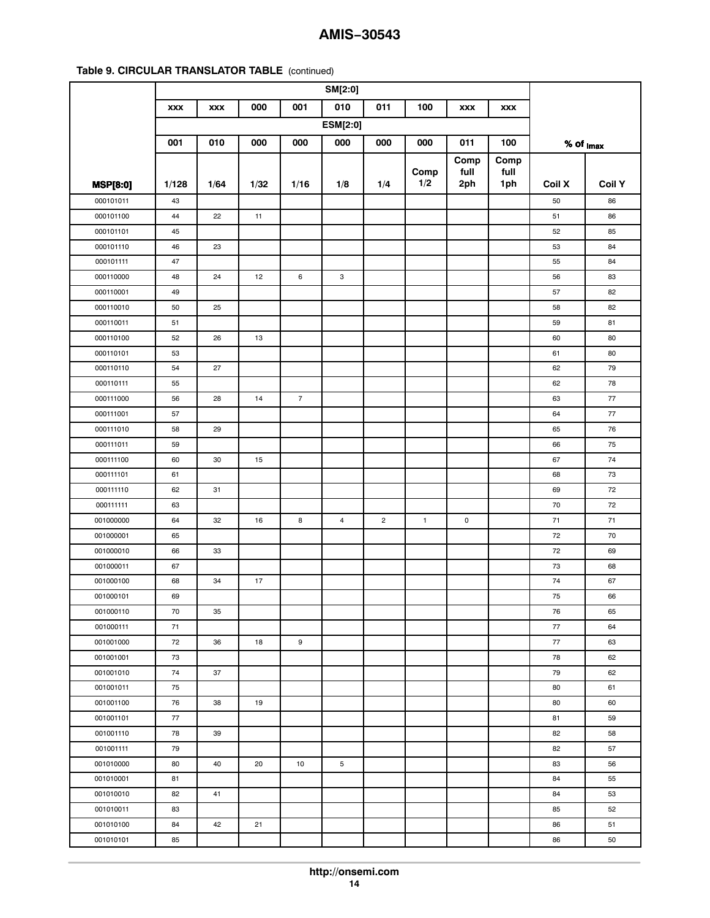**Table 9. CIRCULAR TRANSLATOR TABLE** (continued)

| | SM[2:0] | | | | | | | | | | |
|---|---|---|---|---|---|---|---|---|---|---|---|
| | xxx | xxx | 000 | 001 | 010 | 011 | 100 | xxx | xxx | | |
| | ESM[2:0] | | | | | | | | | | |
| | 001 | 010 | 000 | 000 | 000 | 000 | 000 | 011 | 100 | % of $I_{max}$ | |
| **MSP[8:0]** | 1/128 | 1/64 | 1/32 | 1/16 | 1/8 | 1/4 | Comp 1/2 | Comp full 2ph | Comp full 1ph | Coil X | Coil Y |
| 000101011 | 43 | | | | | | | | | 50 | 86 |
| 000101100 | 44 | 22 | 11 | | | | | | | 51 | 86 |
| 000101101 | 45 | | | | | | | | | 52 | 85 |
| 000101110 | 46 | 23 | | | | | | | | 53 | 84 |
| 000101111 | 47 | | | | | | | | | 55 | 84 |
| 000110000 | 48 | 24 | 12 | 6 | 3 | | | | | 56 | 83 |
| 000110001 | 49 | | | | | | | | | 57 | 82 |
| 000110010 | 50 | 25 | | | | | | | | 58 | 82 |
| 000110011 | 51 | | | | | | | | | 59 | 81 |
| 000110100 | 52 | 26 | 13 | | | | | | | 60 | 80 |
| 000110101 | 53 | | | | | | | | | 61 | 80 |
| 000110110 | 54 | 27 | | | | | | | | 62 | 79 |
| 000110111 | 55 | | | | | | | | | 62 | 78 |
| 000111000 | 56 | 28 | 14 | 7 | | | | | | 63 | 77 |
| 000111001 | 57 | | | | | | | | | 64 | 77 |
| 000111010 | 58 | 29 | | | | | | | | 65 | 76 |
| 000111011 | 59 | | | | | | | | | 66 | 75 |
| 000111100 | 60 | 30 | 15 | | | | | | | 67 | 74 |
| 000111101 | 61 | | | | | | | | | 68 | 73 |
| 000111110 | 62 | 31 | | | | | | | | 69 | 72 |
| 000111111 | 63 | | | | | | | | | 70 | 72 |
| 001000000 | 64 | 32 | 16 | 8 | 4 | 2 | 1 | 0 | | 71 | 71 |
| 001000001 | 65 | | | | | | | | | 72 | 70 |
| 001000010 | 66 | 33 | | | | | | | | 72 | 69 |
| 001000011 | 67 | | | | | | | | | 73 | 68 |
| 001000100 | 68 | 34 | 17 | | | | | | | 74 | 67 |
| 001000101 | 69 | | | | | | | | | 75 | 66 |
| 001000110 | 70 | 35 | | | | | | | | 76 | 65 |
| 001000111 | 71 | | | | | | | | | 77 | 64 |
| 001001000 | 72 | 36 | 18 | 9 | | | | | | 77 | 63 |
| 001001001 | 73 | | | | | | | | | 78 | 62 |
| 001001010 | 74 | 37 | | | | | | | | 79 | 62 |
| 001001011 | 75 | | | | | | | | | 80 | 61 |
| 001001100 | 76 | 38 | 19 | | | | | | | 80 | 60 |
| 001001101 | 77 | | | | | | | | | 81 | 59 |
| 001001110 | 78 | 39 | | | | | | | | 82 | 58 |
| 001001111 | 79 | | | | | | | | | 82 | 57 |
| 001010000 | 80 | 40 | 20 | 10 | 5 | | | | | 83 | 56 |
| 001010001 | 81 | | | | | | | | | 84 | 55 |
| 001010010 | 82 | 41 | | | | | | | | 84 | 53 |
| 001010011 | 83 | | | | | | | | | 85 | 52 |
| 001010100 | 84 | 42 | 21 | | | | | | | 86 | 51 |
| 001010101 | 85 | | | | | | | | | 86 | 50 |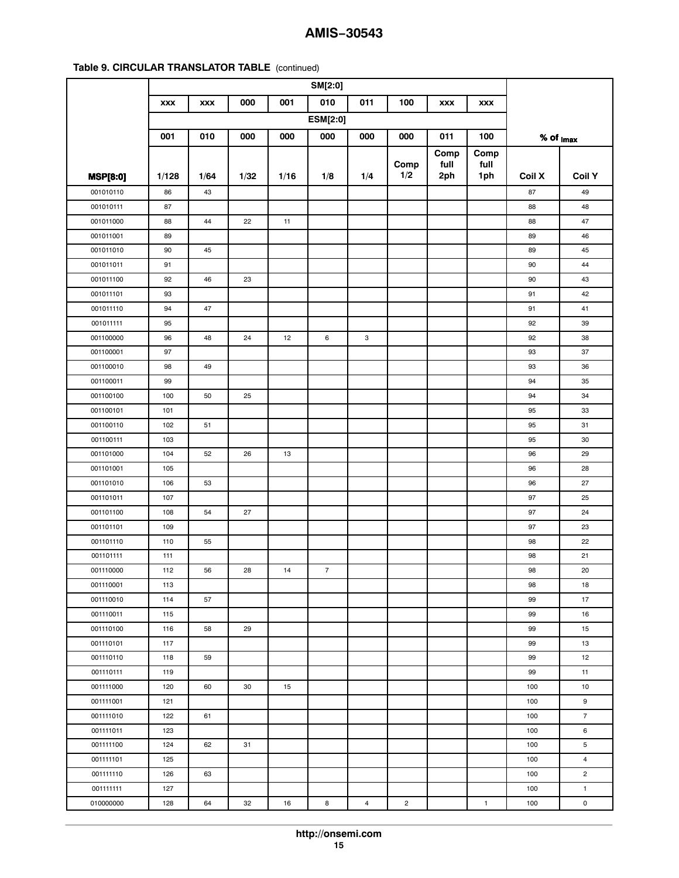**Table 9. CIRCULAR TRANSLATOR TABLE** (continued)

| | SM[2:0] | | | | | | | | | | |
|---|---|---|---|---|---|---|---|---|---|---|---|
| | xxx | xxx | 000 | 001 | 010 | 011 | 100 | xxx | xxx | | |
| | ESM[2:0] | | | | | | | | | | |
| | 001 | 010 | 000 | 000 | 000 | 000 | 000 | 011 | 100 | % of $I_{max}$ | |
| **MSP[8:0]** | 1/128 | 1/64 | 1/32 | 1/16 | 1/8 | 1/4 | Comp 1/2 | Comp full 2ph | Comp full 1ph | Coil X | Coil Y |
| 001010110 | 86 | 43 | | | | | | | | 87 | 49 |
| 001010111 | 87 | | | | | | | | | 88 | 48 |
| 001011000 | 88 | 44 | 22 | 11 | | | | | | 88 | 47 |
| 001011001 | 89 | | | | | | | | | 89 | 46 |
| 001011010 | 90 | 45 | | | | | | | | 89 | 45 |
| 001011011 | 91 | | | | | | | | | 90 | 44 |
| 001011100 | 92 | 46 | 23 | | | | | | | 90 | 43 |
| 001011101 | 93 | | | | | | | | | 91 | 42 |
| 001011110 | 94 | 47 | | | | | | | | 91 | 41 |
| 001011111 | 95 | | | | | | | | | 92 | 39 |
| 001100000 | 96 | 48 | 24 | 12 | 6 | 3 | | | | 92 | 38 |
| 001100001 | 97 | | | | | | | | | 93 | 37 |
| 001100010 | 98 | 49 | | | | | | | | 93 | 36 |
| 001100011 | 99 | | | | | | | | | 94 | 35 |
| 001100100 | 100 | 50 | 25 | | | | | | | 94 | 34 |
| 001100101 | 101 | | | | | | | | | 95 | 33 |
| 001100110 | 102 | 51 | | | | | | | | 95 | 31 |
| 001100111 | 103 | | | | | | | | | 95 | 30 |
| 001101000 | 104 | 52 | 26 | 13 | | | | | | 96 | 29 |
| 001101001 | 105 | | | | | | | | | 96 | 28 |
| 001101010 | 106 | 53 | | | | | | | | 96 | 27 |
| 001101011 | 107 | | | | | | | | | 97 | 25 |
| 001101100 | 108 | 54 | 27 | | | | | | | 97 | 24 |
| 001101101 | 109 | | | | | | | | | 97 | 23 |
| 001101110 | 110 | 55 | | | | | | | | 98 | 22 |
| 001101111 | 111 | | | | | | | | | 98 | 21 |
| 001110000 | 112 | 56 | 28 | 14 | 7 | | | | | 98 | 20 |
| 001110001 | 113 | | | | | | | | | 98 | 18 |
| 001110010 | 114 | 57 | | | | | | | | 99 | 17 |
| 001110011 | 115 | | | | | | | | | 99 | 16 |
| 001110100 | 116 | 58 | 29 | | | | | | | 99 | 15 |
| 001110101 | 117 | | | | | | | | | 99 | 13 |
| 001110110 | 118 | 59 | | | | | | | | 99 | 12 |
| 001110111 | 119 | | | | | | | | | 99 | 11 |
| 001111000 | 120 | 60 | 30 | 15 | | | | | | 100 | 10 |
| 001111001 | 121 | | | | | | | | | 100 | 9 |
| 001111010 | 122 | 61 | | | | | | | | 100 | 7 |
| 001111011 | 123 | | | | | | | | | 100 | 6 |
| 001111100 | 124 | 62 | 31 | | | | | | | 100 | 5 |
| 001111101 | 125 | | | | | | | | | 100 | 4 |
| 001111110 | 126 | 63 | | | | | | | | 100 | 2 |
| 001111111 | 127 | | | | | | | | | 100 | 1 |
| 010000000 | 128 | 64 | 32 | 16 | 8 | 4 | 2 | | 1 | 100 | 0 |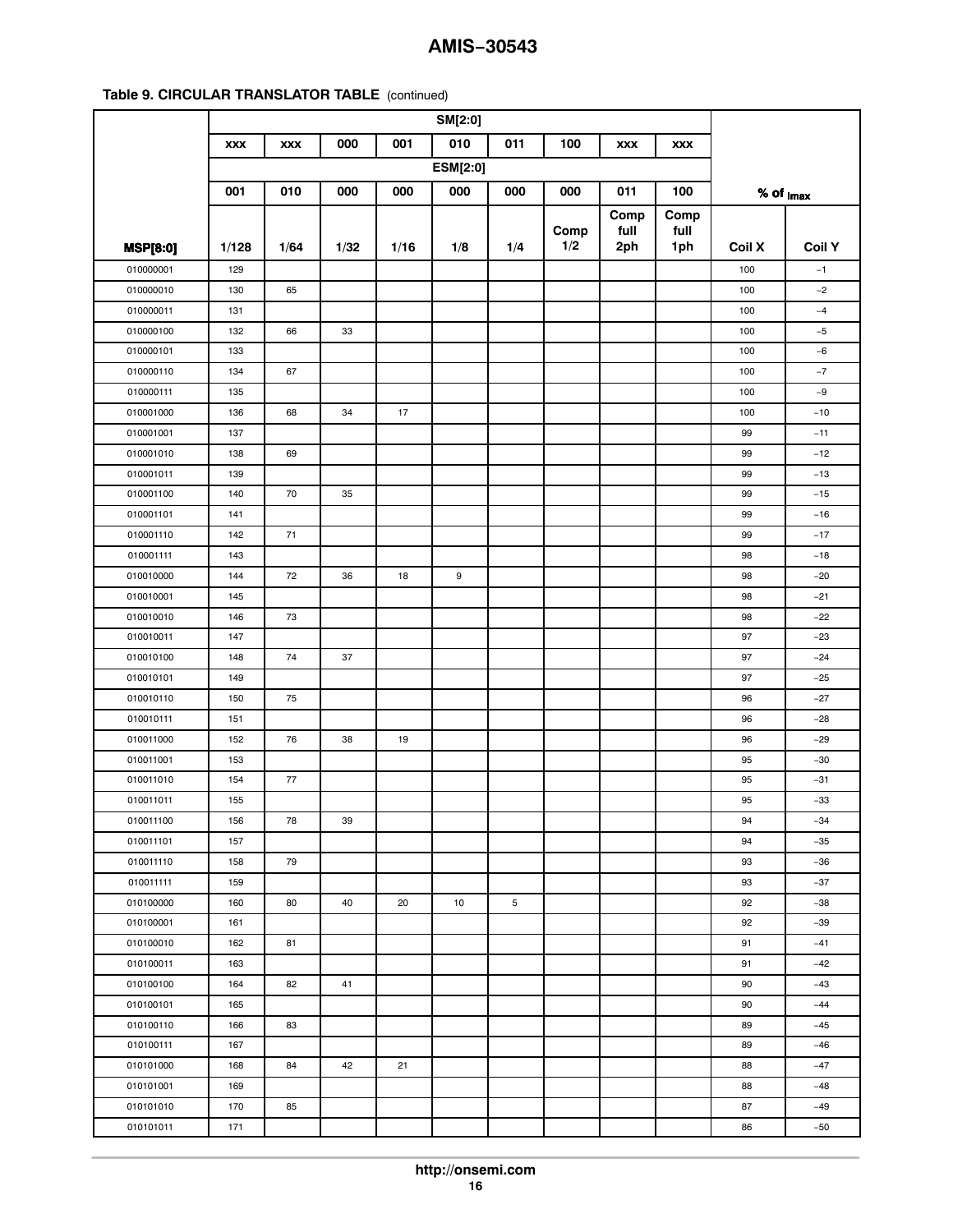**Table 9. CIRCULAR TRANSLATOR TABLE** (continued)

| | SM[2:0] | | | | | | | | | | |
|---|---|---|---|---|---|---|---|---|---|---|---|
| | xxx | xxx | 000 | 001 | 010 | 011 | 100 | xxx | xxx | | |
| | ESM[2:0] | | | | | | | | | | |
| | 001 | 010 | 000 | 000 | 000 | 000 | 000 | 011 | 100 | % of $I_{max}$ | |
| **MSP[8:0]** | 1/128 | 1/64 | 1/32 | 1/16 | 1/8 | 1/4 | Comp 1/2 | Comp full 2ph | Comp full 1ph | Coil X | Coil Y |
| 010000001 | 129 | | | | | | | | | 100 | −1 |
| 010000010 | 130 | 65 | | | | | | | | 100 | −2 |
| 010000011 | 131 | | | | | | | | | 100 | −4 |
| 010000100 | 132 | 66 | 33 | | | | | | | 100 | −5 |
| 010000101 | 133 | | | | | | | | | 100 | −6 |
| 010000110 | 134 | 67 | | | | | | | | 100 | −7 |
| 010000111 | 135 | | | | | | | | | 100 | −9 |
| 010001000 | 136 | 68 | 34 | 17 | | | | | | 100 | −10 |
| 010001001 | 137 | | | | | | | | | 99 | −11 |
| 010001010 | 138 | 69 | | | | | | | | 99 | −12 |
| 010001011 | 139 | | | | | | | | | 99 | −13 |
| 010001100 | 140 | 70 | 35 | | | | | | | 99 | −15 |
| 010001101 | 141 | | | | | | | | | 99 | −16 |
| 010001110 | 142 | 71 | | | | | | | | 99 | −17 |
| 010001111 | 143 | | | | | | | | | 98 | −18 |
| 010010000 | 144 | 72 | 36 | 18 | 9 | | | | | 98 | −20 |
| 010010001 | 145 | | | | | | | | | 98 | −21 |
| 010010010 | 146 | 73 | | | | | | | | 98 | −22 |
| 010010011 | 147 | | | | | | | | | 97 | −23 |
| 010010100 | 148 | 74 | 37 | | | | | | | 97 | −24 |
| 010010101 | 149 | | | | | | | | | 97 | −25 |
| 010010110 | 150 | 75 | | | | | | | | 96 | −27 |
| 010010111 | 151 | | | | | | | | | 96 | −28 |
| 010011000 | 152 | 76 | 38 | 19 | | | | | | 96 | −29 |
| 010011001 | 153 | | | | | | | | | 95 | −30 |
| 010011010 | 154 | 77 | | | | | | | | 95 | −31 |
| 010011011 | 155 | | | | | | | | | 95 | −33 |
| 010011100 | 156 | 78 | 39 | | | | | | | 94 | −34 |
| 010011101 | 157 | | | | | | | | | 94 | −35 |
| 010011110 | 158 | 79 | | | | | | | | 93 | −36 |
| 010011111 | 159 | | | | | | | | | 93 | −37 |
| 010100000 | 160 | 80 | 40 | 20 | 10 | 5 | | | | 92 | −38 |
| 010100001 | 161 | | | | | | | | | 92 | −39 |
| 010100010 | 162 | 81 | | | | | | | | 91 | −41 |
| 010100011 | 163 | | | | | | | | | 91 | −42 |
| 010100100 | 164 | 82 | 41 | | | | | | | 90 | −43 |
| 010100101 | 165 | | | | | | | | | 90 | −44 |
| 010100110 | 166 | 83 | | | | | | | | 89 | −45 |
| 010100111 | 167 | | | | | | | | | 89 | −46 |
| 010101000 | 168 | 84 | 42 | 21 | | | | | | 88 | −47 |
| 010101001 | 169 | | | | | | | | | 88 | −48 |
| 010101010 | 170 | 85 | | | | | | | | 87 | −49 |
| 010101011 | 171 | | | | | | | | | 86 | −50 |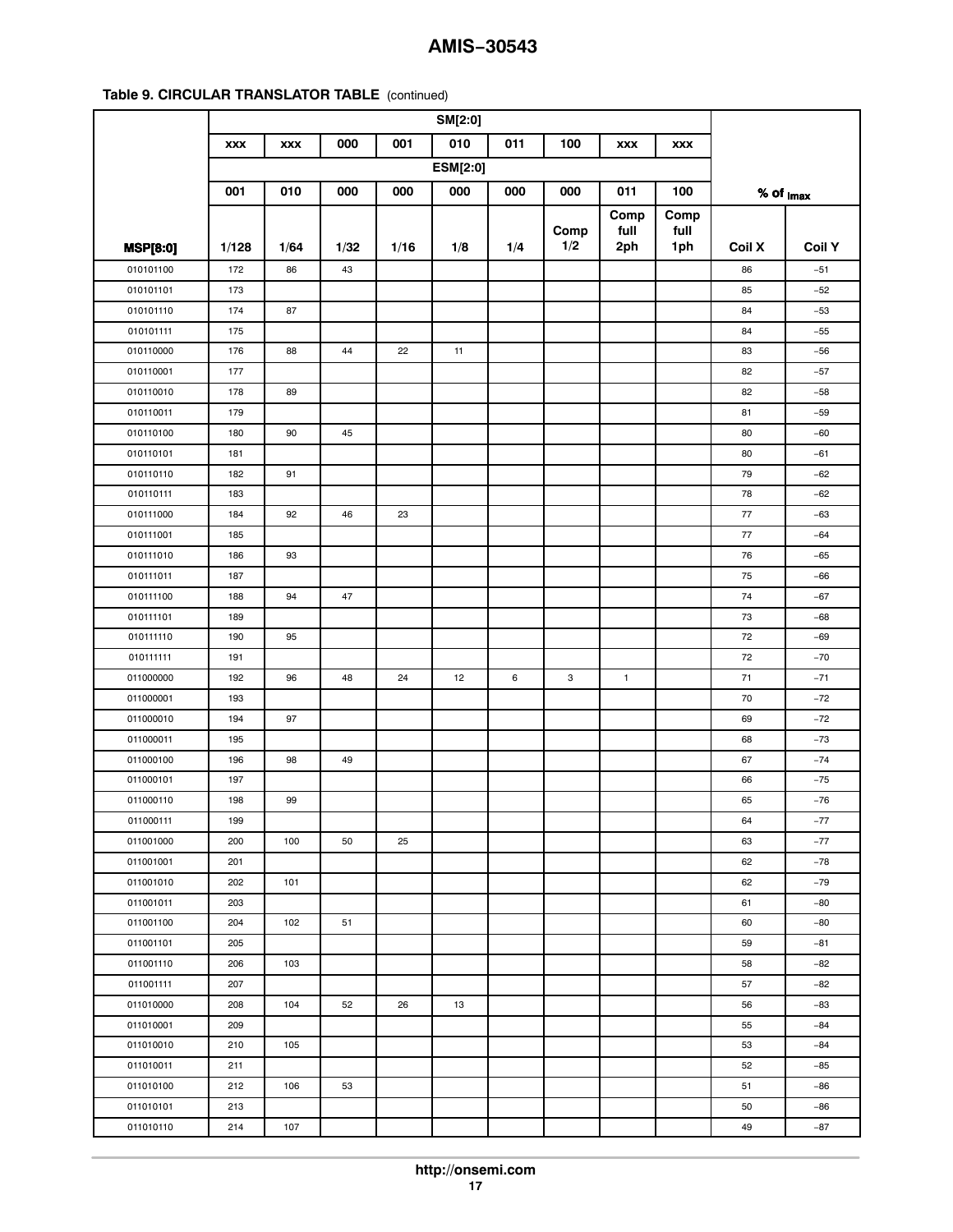**Table 9. CIRCULAR TRANSLATOR TABLE** (continued)

| | SM[2:0] | | | | | | | | | | |
|---|---|---|---|---|---|---|---|---|---|---|---|
| | xxx | xxx | 000 | 001 | 010 | 011 | 100 | xxx | xxx | | |
| | ESM[2:0] | | | | | | | | | | |
| | 001 | 010 | 000 | 000 | 000 | 000 | 000 | 011 | 100 | % of Imax | |
| **MSP[8:0]** | 1/128 | 1/64 | 1/32 | 1/16 | 1/8 | 1/4 | Comp 1/2 | Comp full 2ph | Comp full 1ph | Coil X | Coil Y |
| 010101100 | 172 | 86 | 43 | | | | | | | 86 | −51 |
| 010101101 | 173 | | | | | | | | | 85 | −52 |
| 010101110 | 174 | 87 | | | | | | | | 84 | −53 |
| 010101111 | 175 | | | | | | | | | 84 | −55 |
| 010110000 | 176 | 88 | 44 | 22 | 11 | | | | | 83 | −56 |
| 010110001 | 177 | | | | | | | | | 82 | −57 |
| 010110010 | 178 | 89 | | | | | | | | 82 | −58 |
| 010110011 | 179 | | | | | | | | | 81 | −59 |
| 010110100 | 180 | 90 | 45 | | | | | | | 80 | −60 |
| 010110101 | 181 | | | | | | | | | 80 | −61 |
| 010110110 | 182 | 91 | | | | | | | | 79 | −62 |
| 010110111 | 183 | | | | | | | | | 78 | −62 |
| 010111000 | 184 | 92 | 46 | 23 | | | | | | 77 | −63 |
| 010111001 | 185 | | | | | | | | | 77 | −64 |
| 010111010 | 186 | 93 | | | | | | | | 76 | −65 |
| 010111011 | 187 | | | | | | | | | 75 | −66 |
| 010111100 | 188 | 94 | 47 | | | | | | | 74 | −67 |
| 010111101 | 189 | | | | | | | | | 73 | −68 |
| 010111110 | 190 | 95 | | | | | | | | 72 | −69 |
| 010111111 | 191 | | | | | | | | | 72 | −70 |
| 011000000 | 192 | 96 | 48 | 24 | 12 | 6 | 3 | 1 | | 71 | −71 |
| 011000001 | 193 | | | | | | | | | 70 | −72 |
| 011000010 | 194 | 97 | | | | | | | | 69 | −72 |
| 011000011 | 195 | | | | | | | | | 68 | −73 |
| 011000100 | 196 | 98 | 49 | | | | | | | 67 | −74 |
| 011000101 | 197 | | | | | | | | | 66 | −75 |
| 011000110 | 198 | 99 | | | | | | | | 65 | −76 |
| 011000111 | 199 | | | | | | | | | 64 | −77 |
| 011001000 | 200 | 100 | 50 | 25 | | | | | | 63 | −77 |
| 011001001 | 201 | | | | | | | | | 62 | −78 |
| 011001010 | 202 | 101 | | | | | | | | 62 | −79 |
| 011001011 | 203 | | | | | | | | | 61 | −80 |
| 011001100 | 204 | 102 | 51 | | | | | | | 60 | −80 |
| 011001101 | 205 | | | | | | | | | 59 | −81 |
| 011001110 | 206 | 103 | | | | | | | | 58 | −82 |
| 011001111 | 207 | | | | | | | | | 57 | −82 |
| 011010000 | 208 | 104 | 52 | 26 | 13 | | | | | 56 | −83 |
| 011010001 | 209 | | | | | | | | | 55 | −84 |
| 011010010 | 210 | 105 | | | | | | | | 53 | −84 |
| 011010011 | 211 | | | | | | | | | 52 | −85 |
| 011010100 | 212 | 106 | 53 | | | | | | | 51 | −86 |
| 011010101 | 213 | | | | | | | | | 50 | −86 |
| 011010110 | 214 | 107 | | | | | | | | 49 | −87 |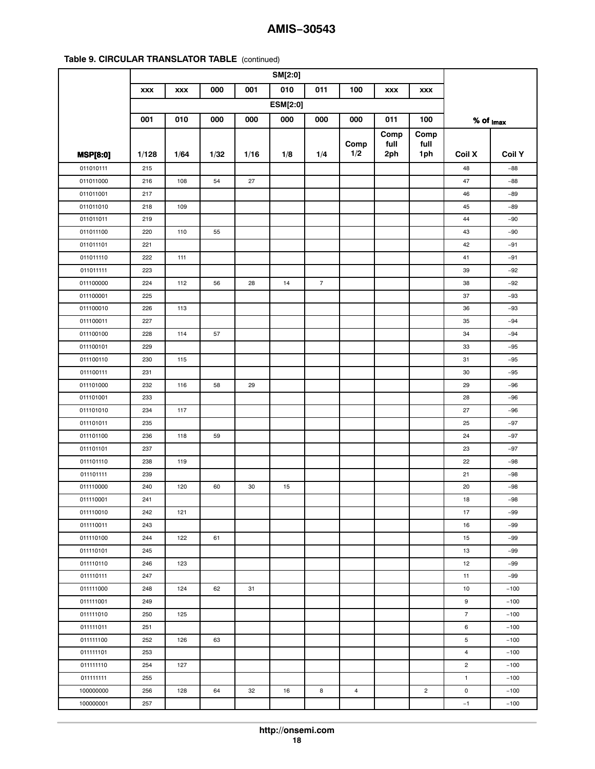**Table 9. CIRCULAR TRANSLATOR TABLE** (continued)

| | SM[2:0] | | | | | | | | | | |
|---|---|---|---|---|---|---|---|---|---|---|---|
| | xxx | xxx | 000 | 001 | 010 | 011 | 100 | xxx | xxx | | |
| | ESM[2:0] | | | | | | | | | | |
| | 001 | 010 | 000 | 000 | 000 | 000 | 000 | 011 | 100 | % of Imax | |
| **MSP[8:0]** | 1/128 | 1/64 | 1/32 | 1/16 | 1/8 | 1/4 | Comp 1/2 | Comp full 2ph | Comp full 1ph | Coil X | Coil Y |
| 011010111 | 215 | | | | | | | | | 48 | −88 |
| 011011000 | 216 | 108 | 54 | 27 | | | | | | 47 | −88 |
| 011011001 | 217 | | | | | | | | | 46 | −89 |
| 011011010 | 218 | 109 | | | | | | | | 45 | −89 |
| 011011011 | 219 | | | | | | | | | 44 | −90 |
| 011011100 | 220 | 110 | 55 | | | | | | | 43 | −90 |
| 011011101 | 221 | | | | | | | | | 42 | −91 |
| 011011110 | 222 | 111 | | | | | | | | 41 | −91 |
| 011011111 | 223 | | | | | | | | | 39 | −92 |
| 011100000 | 224 | 112 | 56 | 28 | 14 | 7 | | | | 38 | −92 |
| 011100001 | 225 | | | | | | | | | 37 | −93 |
| 011100010 | 226 | 113 | | | | | | | | 36 | −93 |
| 011100011 | 227 | | | | | | | | | 35 | −94 |
| 011100100 | 228 | 114 | 57 | | | | | | | 34 | −94 |
| 011100101 | 229 | | | | | | | | | 33 | −95 |
| 011100110 | 230 | 115 | | | | | | | | 31 | −95 |
| 011100111 | 231 | | | | | | | | | 30 | −95 |
| 011101000 | 232 | 116 | 58 | 29 | | | | | | 29 | −96 |
| 011101001 | 233 | | | | | | | | | 28 | −96 |
| 011101010 | 234 | 117 | | | | | | | | 27 | −96 |
| 011101011 | 235 | | | | | | | | | 25 | −97 |
| 011101100 | 236 | 118 | 59 | | | | | | | 24 | −97 |
| 011101101 | 237 | | | | | | | | | 23 | −97 |
| 011101110 | 238 | 119 | | | | | | | | 22 | −98 |
| 011101111 | 239 | | | | | | | | | 21 | −98 |
| 011110000 | 240 | 120 | 60 | 30 | 15 | | | | | 20 | −98 |
| 011110001 | 241 | | | | | | | | | 18 | −98 |
| 011110010 | 242 | 121 | | | | | | | | 17 | −99 |
| 011110011 | 243 | | | | | | | | | 16 | −99 |
| 011110100 | 244 | 122 | 61 | | | | | | | 15 | −99 |
| 011110101 | 245 | | | | | | | | | 13 | −99 |
| 011110110 | 246 | 123 | | | | | | | | 12 | −99 |
| 011110111 | 247 | | | | | | | | | 11 | −99 |
| 011111000 | 248 | 124 | 62 | 31 | | | | | | 10 | −100 |
| 011111001 | 249 | | | | | | | | | 9 | −100 |
| 011111010 | 250 | 125 | | | | | | | | 7 | −100 |
| 011111011 | 251 | | | | | | | | | 6 | −100 |
| 011111100 | 252 | 126 | 63 | | | | | | | 5 | −100 |
| 011111101 | 253 | | | | | | | | | 4 | −100 |
| 011111110 | 254 | 127 | | | | | | | | 2 | −100 |
| 011111111 | 255 | | | | | | | | | 1 | −100 |
| 100000000 | 256 | 128 | 64 | 32 | 16 | 8 | 4 | | 2 | 0 | −100 |
| 100000001 | 257 | | | | | | | | | −1 | −100 |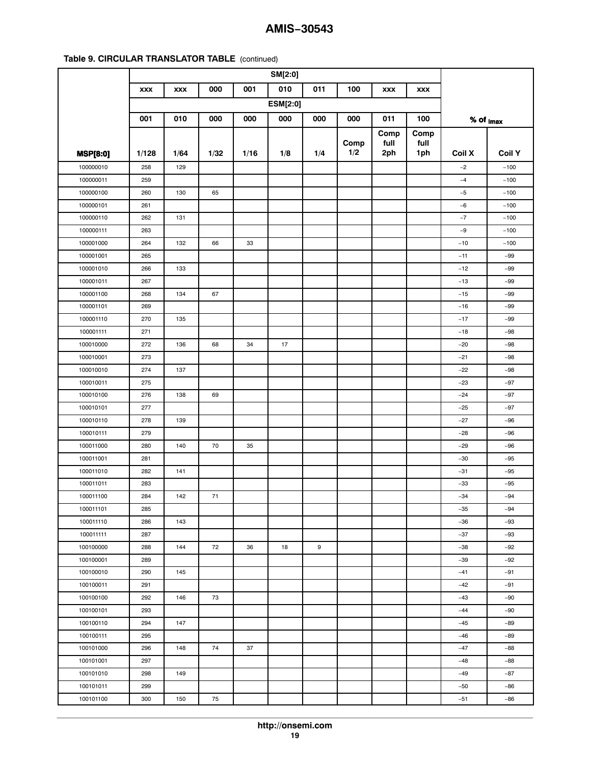**Table 9. CIRCULAR TRANSLATOR TABLE** (continued)

| | SM[2:0] | | | | | | | | | | |
|---|---|---|---|---|---|---|---|---|---|---|---|
| | xxx | xxx | 000 | 001 | 010 | 011 | 100 | xxx | xxx | | |
| | ESM[2:0] | | | | | | | | | | |
| | 001 | 010 | 000 | 000 | 000 | 000 | 000 | 011 | 100 | % of Imax | |
| MSP[8:0] | 1/128 | 1/64 | 1/32 | 1/16 | 1/8 | 1/4 | Comp 1/2 | Comp full 2ph | Comp full 1ph | Coil X | Coil Y |
| 100000010 | 258 | 129 | | | | | | | | −2 | −100 |
| 100000011 | 259 | | | | | | | | | −4 | −100 |
| 100000100 | 260 | 130 | 65 | | | | | | | −5 | −100 |
| 100000101 | 261 | | | | | | | | | −6 | −100 |
| 100000110 | 262 | 131 | | | | | | | | −7 | −100 |
| 100000111 | 263 | | | | | | | | | −9 | −100 |
| 100001000 | 264 | 132 | 66 | 33 | | | | | | −10 | −100 |
| 100001001 | 265 | | | | | | | | | −11 | −99 |
| 100001010 | 266 | 133 | | | | | | | | −12 | −99 |
| 100001011 | 267 | | | | | | | | | −13 | −99 |
| 100001100 | 268 | 134 | 67 | | | | | | | −15 | −99 |
| 100001101 | 269 | | | | | | | | | −16 | −99 |
| 100001110 | 270 | 135 | | | | | | | | −17 | −99 |
| 100001111 | 271 | | | | | | | | | −18 | −98 |
| 100010000 | 272 | 136 | 68 | 34 | 17 | | | | | −20 | −98 |
| 100010001 | 273 | | | | | | | | | −21 | −98 |
| 100010010 | 274 | 137 | | | | | | | | −22 | −98 |
| 100010011 | 275 | | | | | | | | | −23 | −97 |
| 100010100 | 276 | 138 | 69 | | | | | | | −24 | −97 |
| 100010101 | 277 | | | | | | | | | −25 | −97 |
| 100010110 | 278 | 139 | | | | | | | | −27 | −96 |
| 100010111 | 279 | | | | | | | | | −28 | −96 |
| 100011000 | 280 | 140 | 70 | 35 | | | | | | −29 | −96 |
| 100011001 | 281 | | | | | | | | | −30 | −95 |
| 100011010 | 282 | 141 | | | | | | | | −31 | −95 |
| 100011011 | 283 | | | | | | | | | −33 | −95 |
| 100011100 | 284 | 142 | 71 | | | | | | | −34 | −94 |
| 100011101 | 285 | | | | | | | | | −35 | −94 |
| 100011110 | 286 | 143 | | | | | | | | −36 | −93 |
| 100011111 | 287 | | | | | | | | | −37 | −93 |
| 100100000 | 288 | 144 | 72 | 36 | 18 | 9 | | | | −38 | −92 |
| 100100001 | 289 | | | | | | | | | −39 | −92 |
| 100100010 | 290 | 145 | | | | | | | | −41 | −91 |
| 100100011 | 291 | | | | | | | | | −42 | −91 |
| 100100100 | 292 | 146 | 73 | | | | | | | −43 | −90 |
| 100100101 | 293 | | | | | | | | | −44 | −90 |
| 100100110 | 294 | 147 | | | | | | | | −45 | −89 |
| 100100111 | 295 | | | | | | | | | −46 | −89 |
| 100101000 | 296 | 148 | 74 | 37 | | | | | | −47 | −88 |
| 100101001 | 297 | | | | | | | | | −48 | −88 |
| 100101010 | 298 | 149 | | | | | | | | −49 | −87 |
| 100101011 | 299 | | | | | | | | | −50 | −86 |
| 100101100 | 300 | 150 | 75 | | | | | | | −51 | −86 |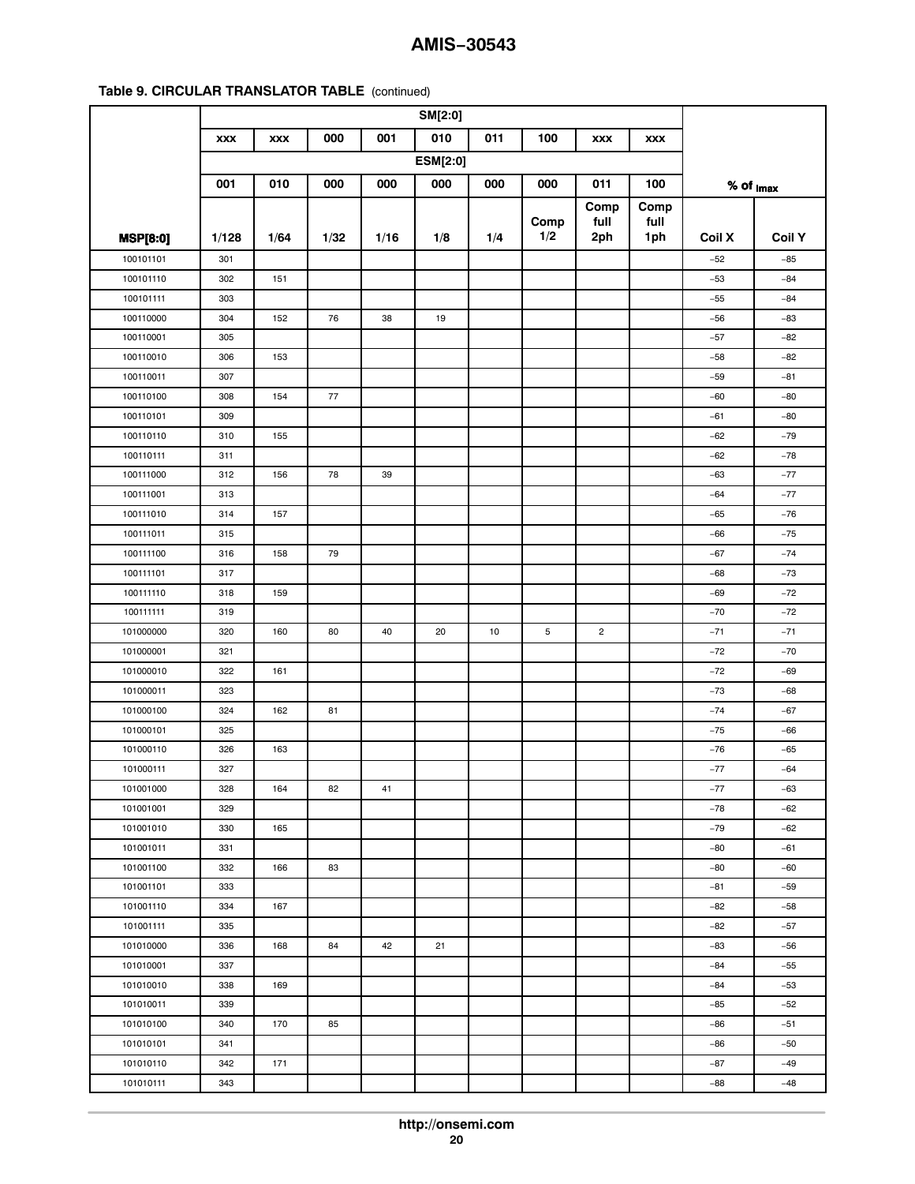**Table 9. CIRCULAR TRANSLATOR TABLE** (continued)

| | SM[2:0] | | | | | | | | | | |
|---|---|---|---|---|---|---|---|---|---|---|---|
| | xxx | xxx | 000 | 001 | 010 | 011 | 100 | xxx | xxx | | |
| | ESM[2:0] | | | | | | | | | | |
| | 001 | 010 | 000 | 000 | 000 | 000 | 000 | 011 | 100 | % of $I_{max}$ | |
| **MSP[8:0]** | 1/128 | 1/64 | 1/32 | 1/16 | 1/8 | 1/4 | Comp 1/2 | Comp full 2ph | Comp full 1ph | Coil X | Coil Y |
| 100101101 | 301 | | | | | | | | | −52 | −85 |
| 100101110 | 302 | 151 | | | | | | | | −53 | −84 |
| 100101111 | 303 | | | | | | | | | −55 | −84 |
| 100110000 | 304 | 152 | 76 | 38 | 19 | | | | | −56 | −83 |
| 100110001 | 305 | | | | | | | | | −57 | −82 |
| 100110010 | 306 | 153 | | | | | | | | −58 | −82 |
| 100110011 | 307 | | | | | | | | | −59 | −81 |
| 100110100 | 308 | 154 | 77 | | | | | | | −60 | −80 |
| 100110101 | 309 | | | | | | | | | −61 | −80 |
| 100110110 | 310 | 155 | | | | | | | | −62 | −79 |
| 100110111 | 311 | | | | | | | | | −62 | −78 |
| 100111000 | 312 | 156 | 78 | 39 | | | | | | −63 | −77 |
| 100111001 | 313 | | | | | | | | | −64 | −77 |
| 100111010 | 314 | 157 | | | | | | | | −65 | −76 |
| 100111011 | 315 | | | | | | | | | −66 | −75 |
| 100111100 | 316 | 158 | 79 | | | | | | | −67 | −74 |
| 100111101 | 317 | | | | | | | | | −68 | −73 |
| 100111110 | 318 | 159 | | | | | | | | −69 | −72 |
| 100111111 | 319 | | | | | | | | | −70 | −72 |
| 101000000 | 320 | 160 | 80 | 40 | 20 | 10 | 5 | 2 | | −71 | −71 |
| 101000001 | 321 | | | | | | | | | −72 | −70 |
| 101000010 | 322 | 161 | | | | | | | | −72 | −69 |
| 101000011 | 323 | | | | | | | | | −73 | −68 |
| 101000100 | 324 | 162 | 81 | | | | | | | −74 | −67 |
| 101000101 | 325 | | | | | | | | | −75 | −66 |
| 101000110 | 326 | 163 | | | | | | | | −76 | −65 |
| 101000111 | 327 | | | | | | | | | −77 | −64 |
| 101001000 | 328 | 164 | 82 | 41 | | | | | | −77 | −63 |
| 101001001 | 329 | | | | | | | | | −78 | −62 |
| 101001010 | 330 | 165 | | | | | | | | −79 | −62 |
| 101001011 | 331 | | | | | | | | | −80 | −61 |
| 101001100 | 332 | 166 | 83 | | | | | | | −80 | −60 |
| 101001101 | 333 | | | | | | | | | −81 | −59 |
| 101001110 | 334 | 167 | | | | | | | | −82 | −58 |
| 101001111 | 335 | | | | | | | | | −82 | −57 |
| 101010000 | 336 | 168 | 84 | 42 | 21 | | | | | −83 | −56 |
| 101010001 | 337 | | | | | | | | | −84 | −55 |
| 101010010 | 338 | 169 | | | | | | | | −84 | −53 |
| 101010011 | 339 | | | | | | | | | −85 | −52 |
| 101010100 | 340 | 170 | 85 | | | | | | | −86 | −51 |
| 101010101 | 341 | | | | | | | | | −86 | −50 |
| 101010110 | 342 | 171 | | | | | | | | −87 | −49 |
| 101010111 | 343 | | | | | | | | | −88 | −48 |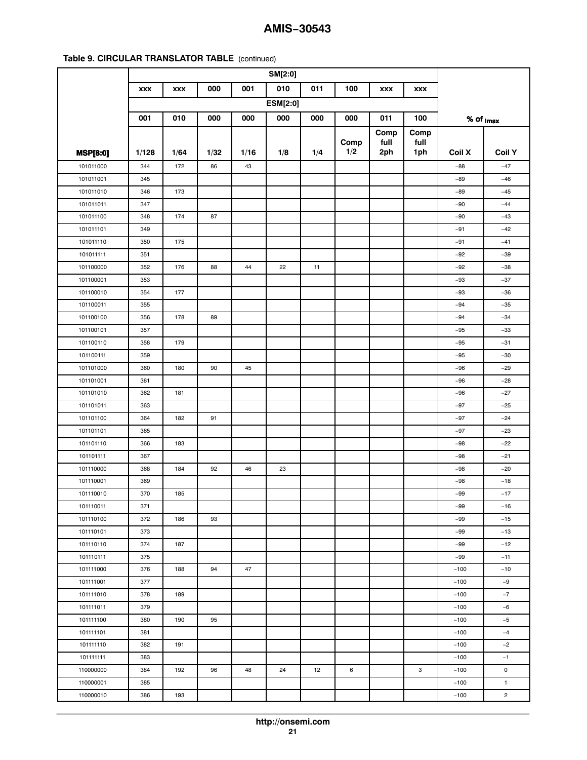**Table 9. CIRCULAR TRANSLATOR TABLE** (continued)

| | SM[2:0] | | | | | | | | | | |
|---|---|---|---|---|---|---|---|---|---|---|---|
| | xxx | xxx | 000 | 001 | 010 | 011 | 100 | xxx | xxx | | |
| | ESM[2:0] | | | | | | | | | | |
| | 001 | 010 | 000 | 000 | 000 | 000 | 000 | 011 | 100 | % of $I_{max}$ | |
| **MSP[8:0]** | 1/128 | 1/64 | 1/32 | 1/16 | 1/8 | 1/4 | Comp 1/2 | Comp full 2ph | Comp full 1ph | Coil X | Coil Y |
| 101011000 | 344 | 172 | 86 | 43 | | | | | | −88 | −47 |
| 101011001 | 345 | | | | | | | | | −89 | −46 |
| 101011010 | 346 | 173 | | | | | | | | −89 | −45 |
| 101011011 | 347 | | | | | | | | | −90 | −44 |
| 101011100 | 348 | 174 | 87 | | | | | | | −90 | −43 |
| 101011101 | 349 | | | | | | | | | −91 | −42 |
| 101011110 | 350 | 175 | | | | | | | | −91 | −41 |
| 101011111 | 351 | | | | | | | | | −92 | −39 |
| 101100000 | 352 | 176 | 88 | 44 | 22 | 11 | | | | −92 | −38 |
| 101100001 | 353 | | | | | | | | | −93 | −37 |
| 101100010 | 354 | 177 | | | | | | | | −93 | −36 |
| 101100011 | 355 | | | | | | | | | −94 | −35 |
| 101100100 | 356 | 178 | 89 | | | | | | | −94 | −34 |
| 101100101 | 357 | | | | | | | | | −95 | −33 |
| 101100110 | 358 | 179 | | | | | | | | −95 | −31 |
| 101100111 | 359 | | | | | | | | | −95 | −30 |
| 101101000 | 360 | 180 | 90 | 45 | | | | | | −96 | −29 |
| 101101001 | 361 | | | | | | | | | −96 | −28 |
| 101101010 | 362 | 181 | | | | | | | | −96 | −27 |
| 101101011 | 363 | | | | | | | | | −97 | −25 |
| 101101100 | 364 | 182 | 91 | | | | | | | −97 | −24 |
| 101101101 | 365 | | | | | | | | | −97 | −23 |
| 101101110 | 366 | 183 | | | | | | | | −98 | −22 |
| 101101111 | 367 | | | | | | | | | −98 | −21 |
| 101110000 | 368 | 184 | 92 | 46 | 23 | | | | | −98 | −20 |
| 101110001 | 369 | | | | | | | | | −98 | −18 |
| 101110010 | 370 | 185 | | | | | | | | −99 | −17 |
| 101110011 | 371 | | | | | | | | | −99 | −16 |
| 101110100 | 372 | 186 | 93 | | | | | | | −99 | −15 |
| 101110101 | 373 | | | | | | | | | −99 | −13 |
| 101110110 | 374 | 187 | | | | | | | | −99 | −12 |
| 101110111 | 375 | | | | | | | | | −99 | −11 |
| 101111000 | 376 | 188 | 94 | 47 | | | | | | −100 | −10 |
| 101111001 | 377 | | | | | | | | | −100 | −9 |
| 101111010 | 378 | 189 | | | | | | | | −100 | −7 |
| 101111011 | 379 | | | | | | | | | −100 | −6 |
| 101111100 | 380 | 190 | 95 | | | | | | | −100 | −5 |
| 101111101 | 381 | | | | | | | | | −100 | −4 |
| 101111110 | 382 | 191 | | | | | | | | −100 | −2 |
| 101111111 | 383 | | | | | | | | | −100 | −1 |
| 110000000 | 384 | 192 | 96 | 48 | 24 | 12 | 6 | | 3 | −100 | 0 |
| 110000001 | 385 | | | | | | | | | −100 | 1 |
| 110000010 | 386 | 193 | | | | | | | | −100 | 2 |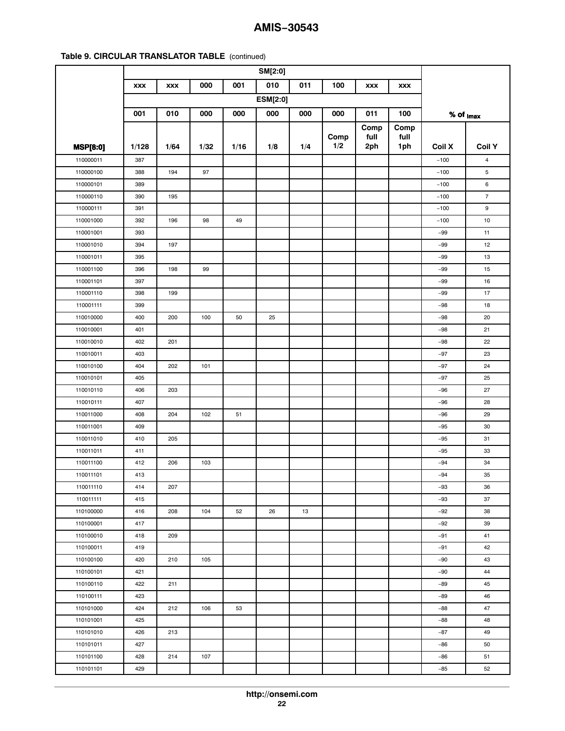**Table 9. CIRCULAR TRANSLATOR TABLE** (continued)

| | SM[2:0] | | | | | | | | | | |
|---|---|---|---|---|---|---|---|---|---|---|---|
| | xxx | xxx | 000 | 001 | 010 | 011 | 100 | xxx | xxx | | |
| | ESM[2:0] | | | | | | | | | | |
| | 001 | 010 | 000 | 000 | 000 | 000 | 000 | 011 | 100 | % of $I_{max}$ | |
| **MSP[8:0]** | 1/128 | 1/64 | 1/32 | 1/16 | 1/8 | 1/4 | Comp 1/2 | Comp full 2ph | Comp full 1ph | Coil X | Coil Y |
| 110000011 | 387 | | | | | | | | | −100 | 4 |
| 110000100 | 388 | 194 | 97 | | | | | | | −100 | 5 |
| 110000101 | 389 | | | | | | | | | −100 | 6 |
| 110000110 | 390 | 195 | | | | | | | | −100 | 7 |
| 110000111 | 391 | | | | | | | | | −100 | 9 |
| 110001000 | 392 | 196 | 98 | 49 | | | | | | −100 | 10 |
| 110001001 | 393 | | | | | | | | | −99 | 11 |
| 110001010 | 394 | 197 | | | | | | | | −99 | 12 |
| 110001011 | 395 | | | | | | | | | −99 | 13 |
| 110001100 | 396 | 198 | 99 | | | | | | | −99 | 15 |
| 110001101 | 397 | | | | | | | | | −99 | 16 |
| 110001110 | 398 | 199 | | | | | | | | −99 | 17 |
| 110001111 | 399 | | | | | | | | | −98 | 18 |
| 110010000 | 400 | 200 | 100 | 50 | 25 | | | | | −98 | 20 |
| 110010001 | 401 | | | | | | | | | −98 | 21 |
| 110010010 | 402 | 201 | | | | | | | | −98 | 22 |
| 110010011 | 403 | | | | | | | | | −97 | 23 |
| 110010100 | 404 | 202 | 101 | | | | | | | −97 | 24 |
| 110010101 | 405 | | | | | | | | | −97 | 25 |
| 110010110 | 406 | 203 | | | | | | | | −96 | 27 |
| 110010111 | 407 | | | | | | | | | −96 | 28 |
| 110011000 | 408 | 204 | 102 | 51 | | | | | | −96 | 29 |
| 110011001 | 409 | | | | | | | | | −95 | 30 |
| 110011010 | 410 | 205 | | | | | | | | −95 | 31 |
| 110011011 | 411 | | | | | | | | | −95 | 33 |
| 110011100 | 412 | 206 | 103 | | | | | | | −94 | 34 |
| 110011101 | 413 | | | | | | | | | −94 | 35 |
| 110011110 | 414 | 207 | | | | | | | | −93 | 36 |
| 110011111 | 415 | | | | | | | | | −93 | 37 |
| 110100000 | 416 | 208 | 104 | 52 | 26 | 13 | | | | −92 | 38 |
| 110100001 | 417 | | | | | | | | | −92 | 39 |
| 110100010 | 418 | 209 | | | | | | | | −91 | 41 |
| 110100011 | 419 | | | | | | | | | −91 | 42 |
| 110100100 | 420 | 210 | 105 | | | | | | | −90 | 43 |
| 110100101 | 421 | | | | | | | | | −90 | 44 |
| 110100110 | 422 | 211 | | | | | | | | −89 | 45 |
| 110100111 | 423 | | | | | | | | | −89 | 46 |
| 110101000 | 424 | 212 | 106 | 53 | | | | | | −88 | 47 |
| 110101001 | 425 | | | | | | | | | −88 | 48 |
| 110101010 | 426 | 213 | | | | | | | | −87 | 49 |
| 110101011 | 427 | | | | | | | | | −86 | 50 |
| 110101100 | 428 | 214 | 107 | | | | | | | −86 | 51 |
| 110101101 | 429 | | | | | | | | | −85 | 52 |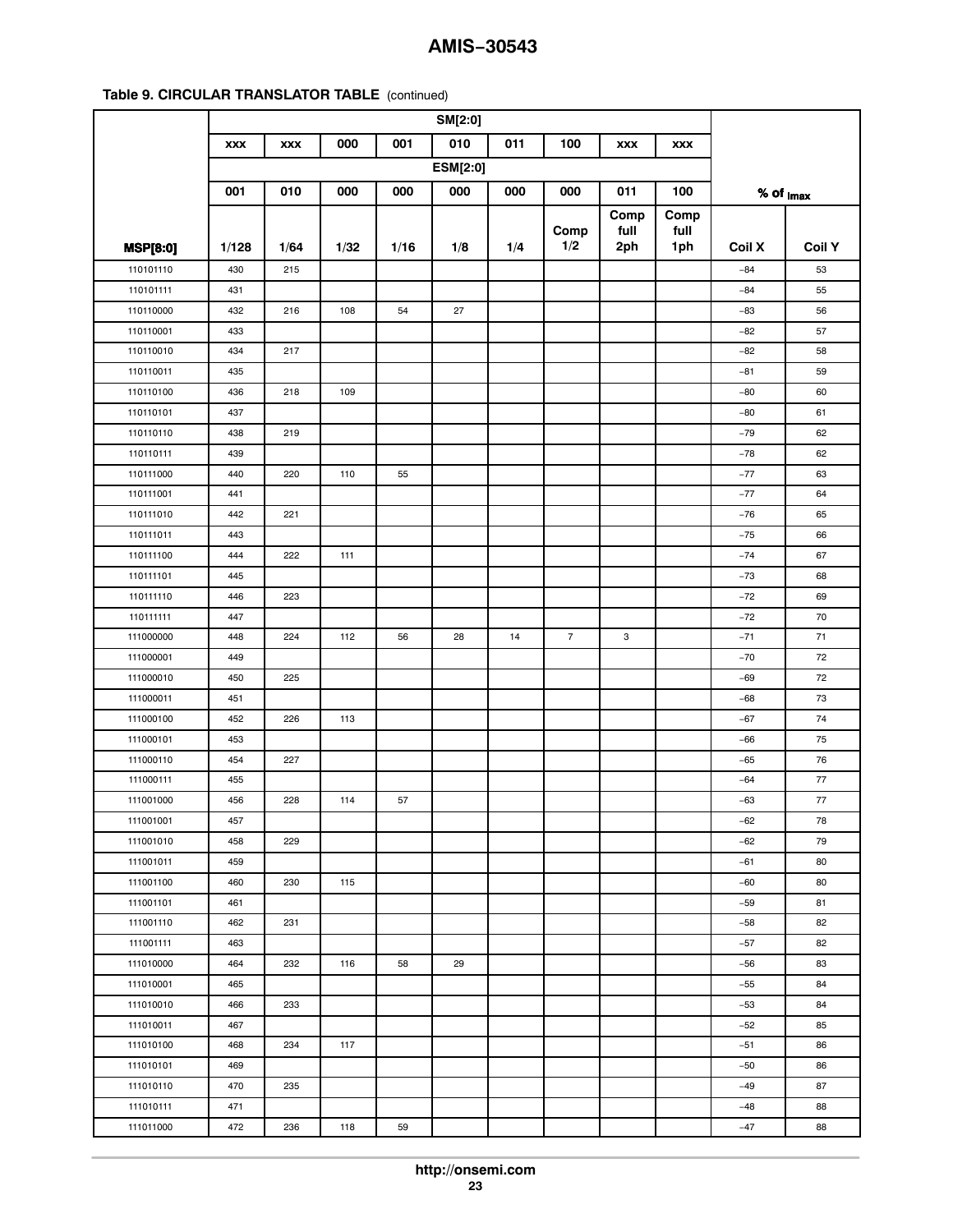**Table 9. CIRCULAR TRANSLATOR TABLE** (continued)

| | SM[2:0] | | | | | | | | | | |
|---|---|---|---|---|---|---|---|---|---|---|---|
| | xxx | xxx | 000 | 001 | 010 | 011 | 100 | xxx | xxx | | |
| | ESM[2:0] | | | | | | | | | | |
| | 001 | 010 | 000 | 000 | 000 | 000 | 000 | 011 | 100 | % of $I_{max}$ | |
| **MSP[8:0]** | 1/128 | 1/64 | 1/32 | 1/16 | 1/8 | 1/4 | Comp 1/2 | Comp full 2ph | Comp full 1ph | Coil X | Coil Y |
| 110101110 | 430 | 215 | | | | | | | | −84 | 53 |
| 110101111 | 431 | | | | | | | | | −84 | 55 |
| 110110000 | 432 | 216 | 108 | 54 | 27 | | | | | −83 | 56 |
| 110110001 | 433 | | | | | | | | | −82 | 57 |
| 110110010 | 434 | 217 | | | | | | | | −82 | 58 |
| 110110011 | 435 | | | | | | | | | −81 | 59 |
| 110110100 | 436 | 218 | 109 | | | | | | | −80 | 60 |
| 110110101 | 437 | | | | | | | | | −80 | 61 |
| 110110110 | 438 | 219 | | | | | | | | −79 | 62 |
| 110110111 | 439 | | | | | | | | | −78 | 62 |
| 110111000 | 440 | 220 | 110 | 55 | | | | | | −77 | 63 |
| 110111001 | 441 | | | | | | | | | −77 | 64 |
| 110111010 | 442 | 221 | | | | | | | | −76 | 65 |
| 110111011 | 443 | | | | | | | | | −75 | 66 |
| 110111100 | 444 | 222 | 111 | | | | | | | −74 | 67 |
| 110111101 | 445 | | | | | | | | | −73 | 68 |
| 110111110 | 446 | 223 | | | | | | | | −72 | 69 |
| 110111111 | 447 | | | | | | | | | −72 | 70 |
| 111000000 | 448 | 224 | 112 | 56 | 28 | 14 | 7 | 3 | | −71 | 71 |
| 111000001 | 449 | | | | | | | | | −70 | 72 |
| 111000010 | 450 | 225 | | | | | | | | −69 | 72 |
| 111000011 | 451 | | | | | | | | | −68 | 73 |
| 111000100 | 452 | 226 | 113 | | | | | | | −67 | 74 |
| 111000101 | 453 | | | | | | | | | −66 | 75 |
| 111000110 | 454 | 227 | | | | | | | | −65 | 76 |
| 111000111 | 455 | | | | | | | | | −64 | 77 |
| 111001000 | 456 | 228 | 114 | 57 | | | | | | −63 | 77 |
| 111001001 | 457 | | | | | | | | | −62 | 78 |
| 111001010 | 458 | 229 | | | | | | | | −62 | 79 |
| 111001011 | 459 | | | | | | | | | −61 | 80 |
| 111001100 | 460 | 230 | 115 | | | | | | | −60 | 80 |
| 111001101 | 461 | | | | | | | | | −59 | 81 |
| 111001110 | 462 | 231 | | | | | | | | −58 | 82 |
| 111001111 | 463 | | | | | | | | | −57 | 82 |
| 111010000 | 464 | 232 | 116 | 58 | 29 | | | | | −56 | 83 |
| 111010001 | 465 | | | | | | | | | −55 | 84 |
| 111010010 | 466 | 233 | | | | | | | | −53 | 84 |
| 111010011 | 467 | | | | | | | | | −52 | 85 |
| 111010100 | 468 | 234 | 117 | | | | | | | −51 | 86 |
| 111010101 | 469 | | | | | | | | | −50 | 86 |
| 111010110 | 470 | 235 | | | | | | | | −49 | 87 |
| 111010111 | 471 | | | | | | | | | −48 | 88 |
| 111011000 | 472 | 236 | 118 | 59 | | | | | | −47 | 88 |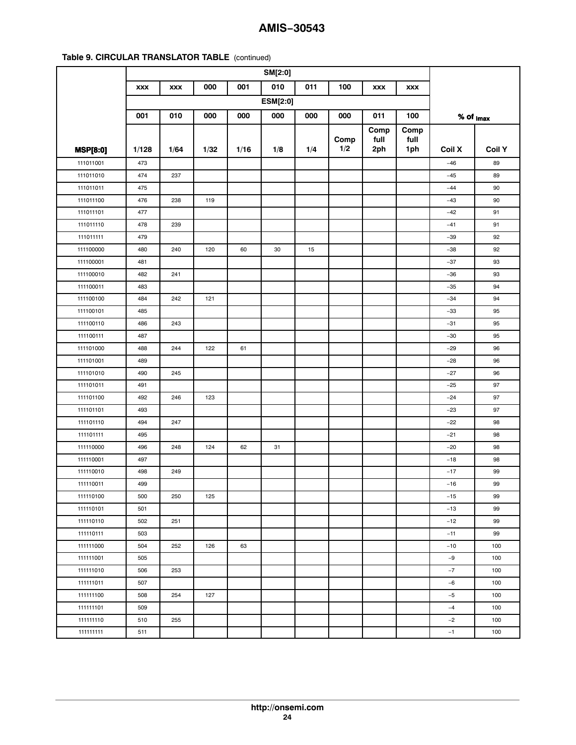**Table 9. CIRCULAR TRANSLATOR TABLE** (continued)

| | SM[2:0] | | | | | | | | | | |
|---|---|---|---|---|---|---|---|---|---|---|---|
| | xxx | xxx | 000 | 001 | 010 | 011 | 100 | xxx | xxx | | |
| | ESM[2:0] | | | | | | | | | | |
| | 001 | 010 | 000 | 000 | 000 | 000 | 000 | 011 | 100 | % of $I_{max}$ | |
| **MSP[8:0]** | 1/128 | 1/64 | 1/32 | 1/16 | 1/8 | 1/4 | Comp 1/2 | Comp full 2ph | Comp full 1ph | Coil X | Coil Y |
| 111011001 | 473 | | | | | | | | | −46 | 89 |
| 111011010 | 474 | 237 | | | | | | | | −45 | 89 |
| 111011011 | 475 | | | | | | | | | −44 | 90 |
| 111011100 | 476 | 238 | 119 | | | | | | | −43 | 90 |
| 111011101 | 477 | | | | | | | | | −42 | 91 |
| 111011110 | 478 | 239 | | | | | | | | −41 | 91 |
| 111011111 | 479 | | | | | | | | | −39 | 92 |
| 111100000 | 480 | 240 | 120 | 60 | 30 | 15 | | | | −38 | 92 |
| 111100001 | 481 | | | | | | | | | −37 | 93 |
| 111100010 | 482 | 241 | | | | | | | | −36 | 93 |
| 111100011 | 483 | | | | | | | | | −35 | 94 |
| 111100100 | 484 | 242 | 121 | | | | | | | −34 | 94 |
| 111100101 | 485 | | | | | | | | | −33 | 95 |
| 111100110 | 486 | 243 | | | | | | | | −31 | 95 |
| 111100111 | 487 | | | | | | | | | −30 | 95 |
| 111101000 | 488 | 244 | 122 | 61 | | | | | | −29 | 96 |
| 111101001 | 489 | | | | | | | | | −28 | 96 |
| 111101010 | 490 | 245 | | | | | | | | −27 | 96 |
| 111101011 | 491 | | | | | | | | | −25 | 97 |
| 111101100 | 492 | 246 | 123 | | | | | | | −24 | 97 |
| 111101101 | 493 | | | | | | | | | −23 | 97 |
| 111101110 | 494 | 247 | | | | | | | | −22 | 98 |
| 111101111 | 495 | | | | | | | | | −21 | 98 |
| 111110000 | 496 | 248 | 124 | 62 | 31 | | | | | −20 | 98 |
| 111110001 | 497 | | | | | | | | | −18 | 98 |
| 111110010 | 498 | 249 | | | | | | | | −17 | 99 |
| 111110011 | 499 | | | | | | | | | −16 | 99 |
| 111110100 | 500 | 250 | 125 | | | | | | | −15 | 99 |
| 111110101 | 501 | | | | | | | | | −13 | 99 |
| 111110110 | 502 | 251 | | | | | | | | −12 | 99 |
| 111110111 | 503 | | | | | | | | | −11 | 99 |
| 111111000 | 504 | 252 | 126 | 63 | | | | | | −10 | 100 |
| 111111001 | 505 | | | | | | | | | −9 | 100 |
| 111111010 | 506 | 253 | | | | | | | | −7 | 100 |
| 111111011 | 507 | | | | | | | | | −6 | 100 |
| 111111100 | 508 | 254 | 127 | | | | | | | −5 | 100 |
| 111111101 | 509 | | | | | | | | | −4 | 100 |
| 111111110 | 510 | 255 | | | | | | | | −2 | 100 |
| 111111111 | 511 | | | | | | | | | −1 | 100 |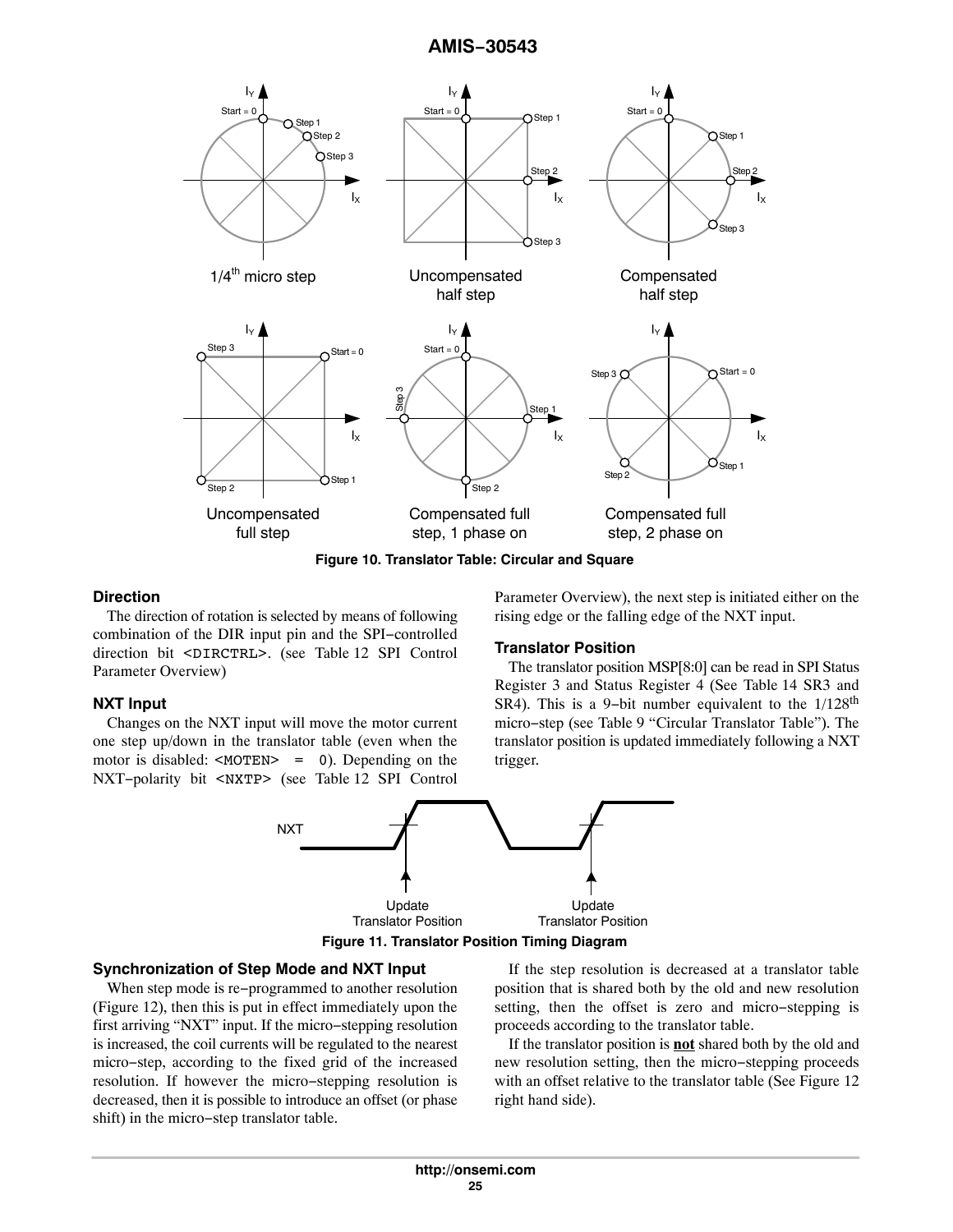Figure 10. Translator Table: Circular and Square

### Direction

The direction of rotation is selected by means of following combination of the DIR input pin and the SPI−controlled direction bit <DIRCTRL>. (see Table 12 SPI Control Parameter Overview)

### NXT Input

Changes on the NXT input will move the motor current one step up/down in the translator table (even when the motor is disabled: <MOTEN> = 0). Depending on the NXT−polarity bit <NXTP> (see Table 12 SPI Control Parameter Overview), the next step is initiated either on the rising edge or the falling edge of the NXT input.

### Translator Position

The translator position MSP[8:0] can be read in SPI Status Register 3 and Status Register 4 (See Table 14 SR3 and SR4). This is a 9−bit number equivalent to the 1/128th micro−step (see Table 9 "Circular Translator Table"). The translator position is updated immediately following a NXT trigger.

Figure 11. Translator Position Timing Diagram

### Synchronization of Step Mode and NXT Input

When step mode is re−programmed to another resolution (Figure 12), then this is put in effect immediately upon the first arriving "NXT" input. If the micro−stepping resolution is increased, the coil currents will be regulated to the nearest micro−step, according to the fixed grid of the increased resolution. If however the micro−stepping resolution is decreased, then it is possible to introduce an offset (or phase shift) in the micro−step translator table.

If the step resolution is decreased at a translator table position that is shared both by the old and new resolution setting, then the offset is zero and micro−stepping is proceeds according to the translator table.

If the translator position is **not** shared both by the old and new resolution setting, then the micro−stepping proceeds with an offset relative to the translator table (See Figure 12 right hand side).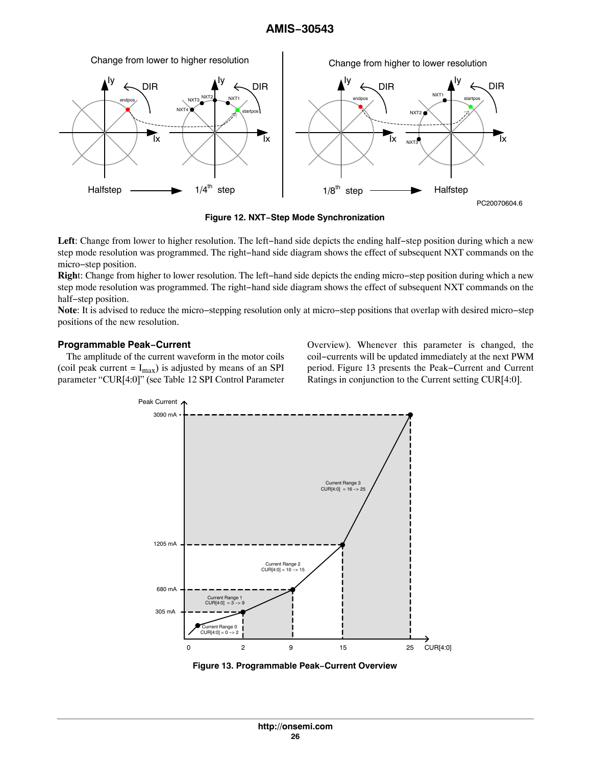Figure 12. NXT−Step Mode Synchronization

**Left**: Change from lower to higher resolution. The left−hand side depicts the ending half−step position during which a new step mode resolution was programmed. The right−hand side diagram shows the effect of subsequent NXT commands on the micro−step position.

**Right**: Change from higher to lower resolution. The left−hand side depicts the ending micro−step position during which a new step mode resolution was programmed. The right−hand side diagram shows the effect of subsequent NXT commands on the half−step position.

**Note**: It is advised to reduce the micro−stepping resolution only at micro−step positions that overlap with desired micro−step positions of the new resolution.

### Programmable Peak−Current

The amplitude of the current waveform in the motor coils (coil peak current = $I_{max}$) is adjusted by means of an SPI parameter "CUR[4:0]" (see Table 12 SPI Control Parameter Overview). Whenever this parameter is changed, the coil−currents will be updated immediately at the next PWM period. Figure 13 presents the Peak−Current and Current Ratings in conjunction to the Current setting CUR[4:0].

Figure 13. Programmable Peak−Current Overview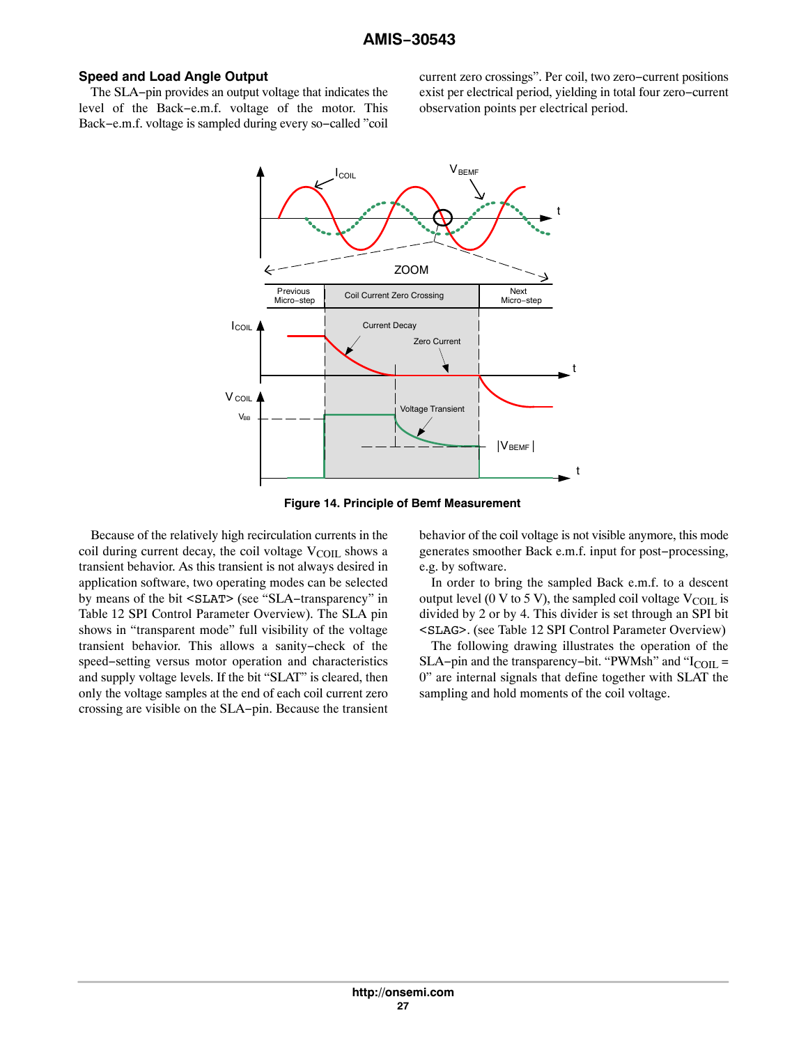### Speed and Load Angle Output

The SLA−pin provides an output voltage that indicates the level of the Back−e.m.f. voltage of the motor. This Back−e.m.f. voltage is sampled during every so−called "coil current zero crossings". Per coil, two zero−current positions exist per electrical period, yielding in total four zero−current observation points per electrical period.

**Figure 14. Principle of Bemf Measurement**

Because of the relatively high recirculation currents in the coil during current decay, the coil voltage $V_{COIL}$ shows a transient behavior. As this transient is not always desired in application software, two operating modes can be selected by means of the bit <SLAT> (see "SLA−transparency" in Table 12 SPI Control Parameter Overview). The SLA pin shows in "transparent mode" full visibility of the voltage transient behavior. This allows a sanity−check of the speed−setting versus motor operation and characteristics and supply voltage levels. If the bit "SLAT" is cleared, then only the voltage samples at the end of each coil current zero crossing are visible on the SLA−pin. Because the transient behavior of the coil voltage is not visible anymore, this mode generates smoother Back e.m.f. input for post−processing, e.g. by software.

In order to bring the sampled Back e.m.f. to a descent output level (0 V to 5 V), the sampled coil voltage $V_{COIL}$ is divided by 2 or by 4. This divider is set through an SPI bit <SLAG>. (see Table 12 SPI Control Parameter Overview)

The following drawing illustrates the operation of the SLA−pin and the transparency−bit. "PWMsh" and "$I_{COIL}$ = 0" are internal signals that define together with SLAT the sampling and hold moments of the coil voltage.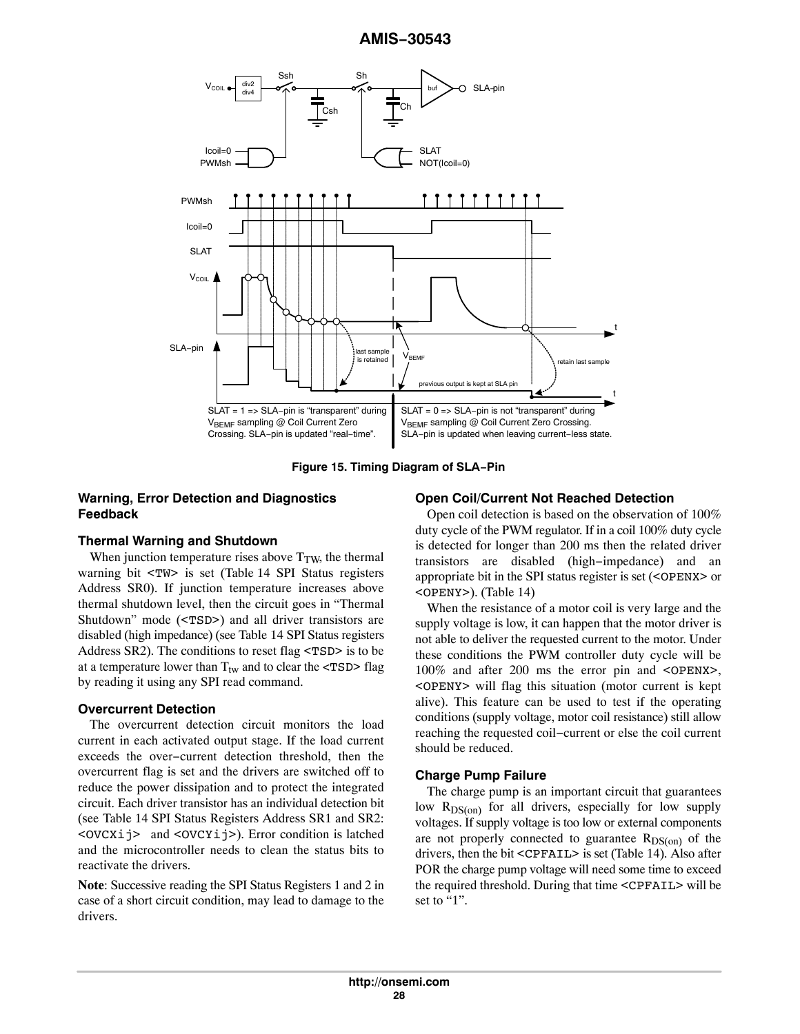Figure 15. Timing Diagram of SLA−Pin

## Warning, Error Detection and Diagnostics Feedback

### Thermal Warning and Shutdown

When junction temperature rises above $T_{TW}$, the thermal warning bit <TW> is set (Table 14 SPI Status registers Address SR0). If junction temperature increases above thermal shutdown level, then the circuit goes in “Thermal Shutdown” mode (<TSD>) and all driver transistors are disabled (high impedance) (see Table 14 SPI Status registers Address SR2). The conditions to reset flag <TSD> is to be at a temperature lower than $T_{tw}$ and to clear the <TSD> flag by reading it using any SPI read command.

### Overcurrent Detection

The overcurrent detection circuit monitors the load current in each activated output stage. If the load current exceeds the over−current detection threshold, then the overcurrent flag is set and the drivers are switched off to reduce the power dissipation and to protect the integrated circuit. Each driver transistor has an individual detection bit (see Table 14 SPI Status Registers Address SR1 and SR2: <OVCXij> and <OVCYij>). Error condition is latched and the microcontroller needs to clean the status bits to reactivate the drivers.

**Note**: Successive reading the SPI Status Registers 1 and 2 in case of a short circuit condition, may lead to damage to the drivers.

### Open Coil/Current Not Reached Detection

Open coil detection is based on the observation of 100% duty cycle of the PWM regulator. If in a coil 100% duty cycle is detected for longer than 200 ms then the related driver transistors are disabled (high−impedance) and an appropriate bit in the SPI status register is set (<OPENX> or <OPENY>). (Table 14)

When the resistance of a motor coil is very large and the supply voltage is low, it can happen that the motor driver is not able to deliver the requested current to the motor. Under these conditions the PWM controller duty cycle will be 100% and after 200 ms the error pin and <OPENX>, <OPENY> will flag this situation (motor current is kept alive). This feature can be used to test if the operating conditions (supply voltage, motor coil resistance) still allow reaching the requested coil−current or else the coil current should be reduced.

### Charge Pump Failure

The charge pump is an important circuit that guarantees low $R_{DS(on)}$ for all drivers, especially for low supply voltages. If supply voltage is too low or external components are not properly connected to guarantee $R_{DS(on)}$ of the drivers, then the bit <CPFAIL> is set (Table 14). Also after POR the charge pump voltage will need some time to exceed the required threshold. During that time <CPFAIL> will be set to “1”.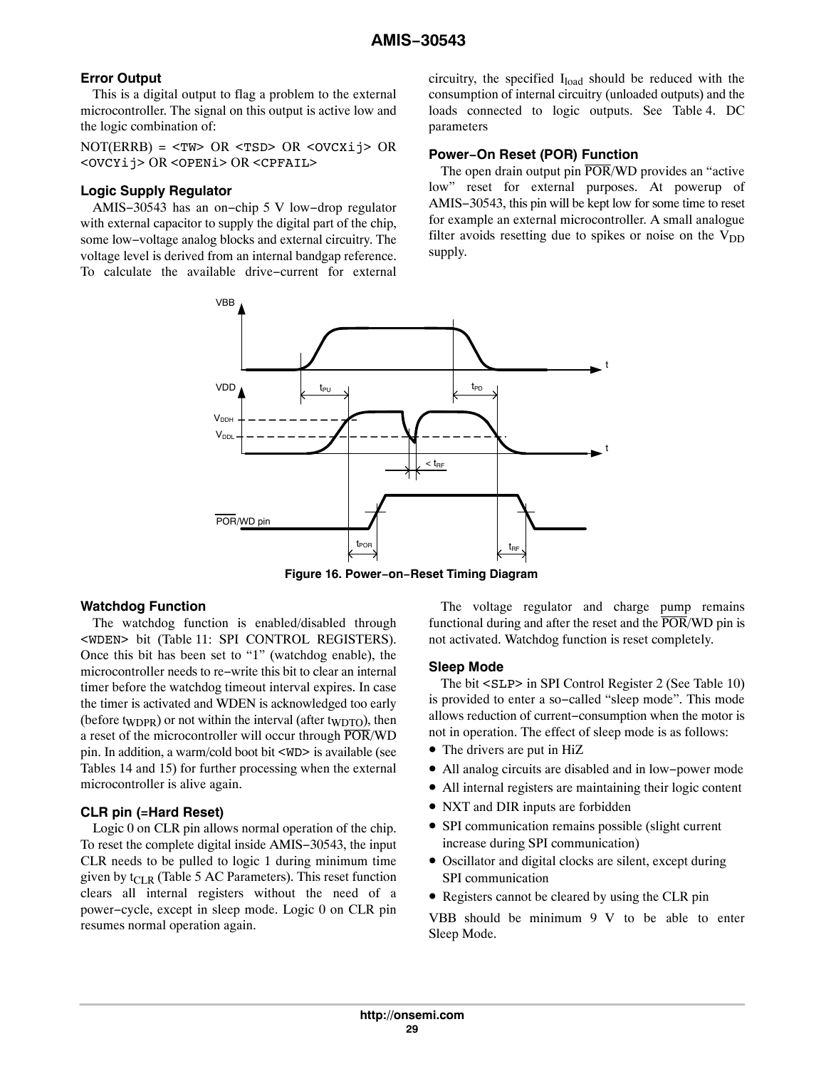## Error Output

This is a digital output to flag a problem to the external microcontroller. The signal on this output is active low and the logic combination of:

NOT(ERRB) = <TW> OR <TSD> OR <OVCXij> OR <OVCYij> OR <OPENi> OR <CPFAIL>

## Logic Supply Regulator

AMIS−30543 has an on−chip 5 V low−drop regulator with external capacitor to supply the digital part of the chip, some low−voltage analog blocks and external circuitry. The voltage level is derived from an internal bandgap reference. To calculate the available drive−current for external circuitry, the specified $I_{load}$ should be reduced with the consumption of internal circuitry (unloaded outputs) and the loads connected to logic outputs. See Table 4. DC parameters

## Power−On Reset (POR) Function

The open drain output pin $\overline{POR}$/WD provides an “active low” reset for external purposes. At powerup of AMIS−30543, this pin will be kept low for some time to reset for example an external microcontroller. A small analogue filter avoids resetting due to spikes or noise on the $V_{DD}$ supply.

**Figure 16. Power−on−Reset Timing Diagram**

## Watchdog Function

The watchdog function is enabled/disabled through <WDEN> bit (Table 11: SPI CONTROL REGISTERS). Once this bit has been set to “1” (watchdog enable), the microcontroller needs to re−write this bit to clear an internal timer before the watchdog timeout interval expires. In case the timer is activated and WDEN is acknowledged too early (before $t_{WDPR}$) or not within the interval (after $t_{WDTO}$), then a reset of the microcontroller will occur through $\overline{POR}$/WD pin. In addition, a warm/cold boot bit <WD> is available (see Tables 14 and 15) for further processing when the external microcontroller is alive again.

The voltage regulator and charge pump remains functional during and after the reset and the $\overline{POR}$/WD pin is not activated. Watchdog function is reset completely.

## CLR pin (=Hard Reset)

Logic 0 on CLR pin allows normal operation of the chip. To reset the complete digital inside AMIS−30543, the input CLR needs to be pulled to logic 1 during minimum time given by $t_{CLR}$ (Table 5 AC Parameters). This reset function clears all internal registers without the need of a power−cycle, except in sleep mode. Logic 0 on CLR pin resumes normal operation again.

## Sleep Mode

The bit <SLP> in SPI Control Register 2 (See Table 10) is provided to enter a so−called “sleep mode”. This mode allows reduction of current−consumption when the motor is not in operation. The effect of sleep mode is as follows:

- The drivers are put in HiZ
- All analog circuits are disabled and in low−power mode
- All internal registers are maintaining their logic content
- NXT and DIR inputs are forbidden
- SPI communication remains possible (slight current increase during SPI communication)
- Oscillator and digital clocks are silent, except during SPI communication
- Registers cannot be cleared by using the CLR pin

VBB should be minimum 9 V to be able to enter Sleep Mode.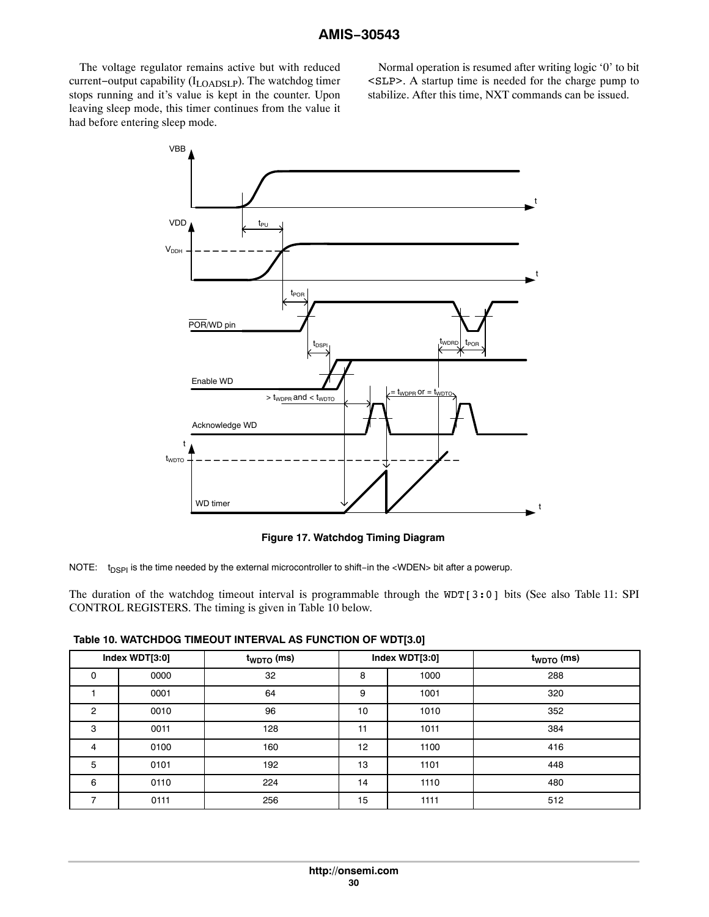The voltage regulator remains active but with reduced current−output capability ($I_{LOADSLP}$). The watchdog timer stops running and it's value is kept in the counter. Upon leaving sleep mode, this timer continues from the value it had before entering sleep mode.

Normal operation is resumed after writing logic '0' to bit <SLP>. A startup time is needed for the charge pump to stabilize. After this time, NXT commands can be issued.

**Figure 17. Watchdog Timing Diagram**

NOTE: $t_{DSPI}$ is the time needed by the external microcontroller to shift−in the <WDEN> bit after a powerup.

The duration of the watchdog timeout interval is programmable through the WDT[3:0] bits (See also Table 11: SPI CONTROL REGISTERS. The timing is given in Table 10 below.

**Table 10. WATCHDOG TIMEOUT INTERVAL AS FUNCTION OF WDT[3.0]**

| Index WDT[3:0] | | $t_{WDTO}$ (ms) | Index WDT[3:0] | | $t_{WDTO}$ (ms) |
|---|---|---|---|---|---|
| 0 | 0000 | 32 | 8 | 1000 | 288 |
| 1 | 0001 | 64 | 9 | 1001 | 320 |
| 2 | 0010 | 96 | 10 | 1010 | 352 |
| 3 | 0011 | 128 | 11 | 1011 | 384 |
| 4 | 0100 | 160 | 12 | 1100 | 416 |
| 5 | 0101 | 192 | 13 | 1101 | 448 |
| 6 | 0110 | 224 | 14 | 1110 | 480 |
| 7 | 0111 | 256 | 15 | 1111 | 512 |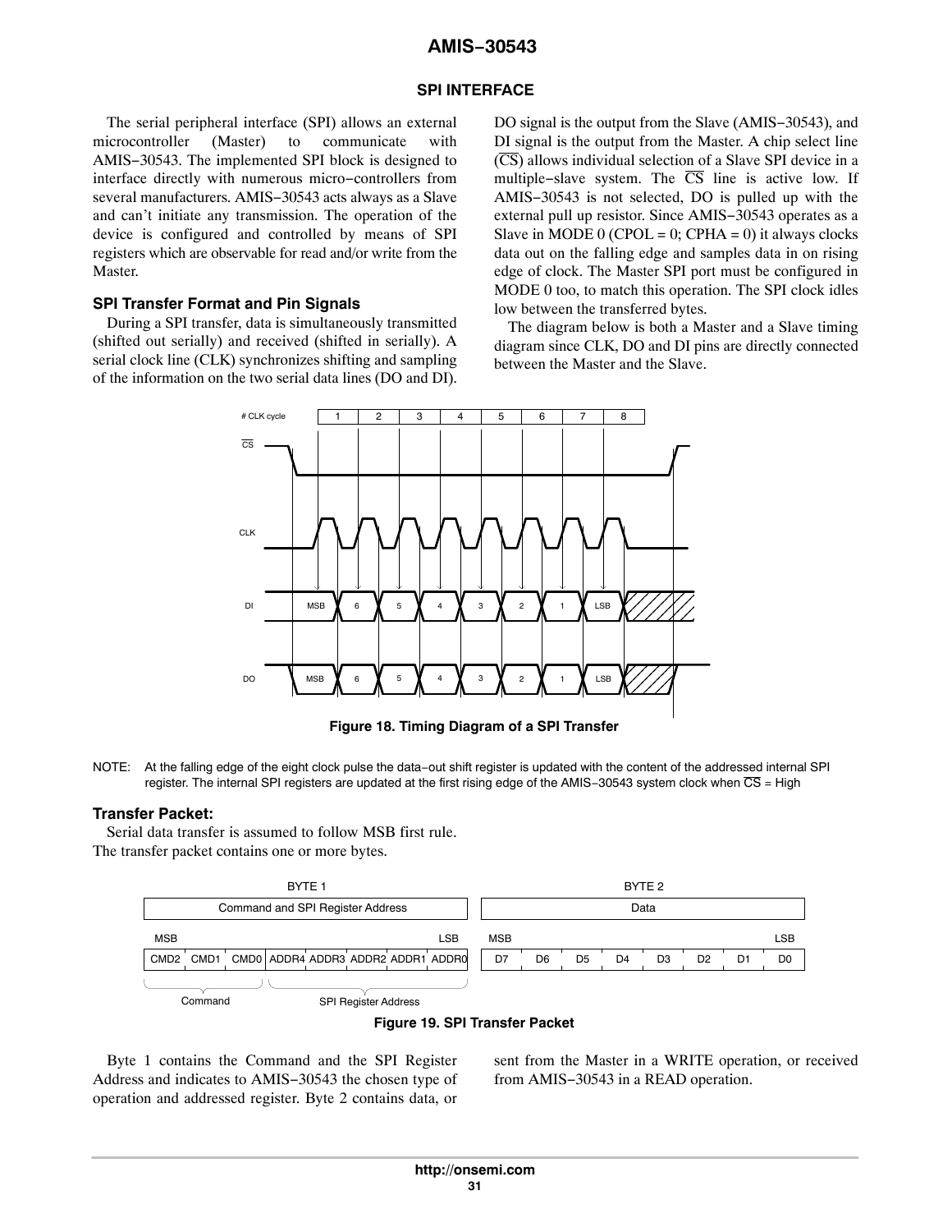## SPI INTERFACE

The serial peripheral interface (SPI) allows an external microcontroller (Master) to communicate with AMIS−30543. The implemented SPI block is designed to interface directly with numerous micro−controllers from several manufacturers. AMIS−30543 acts always as a Slave and can’t initiate any transmission. The operation of the device is configured and controlled by means of SPI registers which are observable for read and/or write from the Master.

### SPI Transfer Format and Pin Signals

During a SPI transfer, data is simultaneously transmitted (shifted out serially) and received (shifted in serially). A serial clock line (CLK) synchronizes shifting and sampling of the information on the two serial data lines (DO and DI). DO signal is the output from the Slave (AMIS−30543), and DI signal is the output from the Master. A chip select line (CS) allows individual selection of a Slave SPI device in a multiple−slave system. The CS line is active low. If AMIS−30543 is not selected, DO is pulled up with the external pull up resistor. Since AMIS−30543 operates as a Slave in MODE 0 (CPOL = 0; CPHA = 0) it always clocks data out on the falling edge and samples data in on rising edge of clock. The Master SPI port must be configured in MODE 0 too, to match this operation. The SPI clock idles low between the transferred bytes.

The diagram below is both a Master and a Slave timing diagram since CLK, DO and DI pins are directly connected between the Master and the Slave.

**Figure 18. Timing Diagram of a SPI Transfer**

NOTE: At the falling edge of the eight clock pulse the data−out shift register is updated with the content of the addressed internal SPI register. The internal SPI registers are updated at the first rising edge of the AMIS−30543 system clock when CS = High

### Transfer Packet:

Serial data transfer is assumed to follow MSB first rule. The transfer packet contains one or more bytes.

| BYTE 1 | | | | | | | | BYTE 2 | | | | | | | |
|---|---|---|---|---|---|---|---|---|---|---|---|---|---|---|---|
| Command and SPI Register Address | | | | | | | | Data | | | | | | | |
| MSB | | | | | | | LSB | MSB | | | | | | | LSB |
| CMD2 | CMD1 | CMD0 | ADDR4 | ADDR3 | ADDR2 | ADDR1 | ADDR0 | D7 | D6 | D5 | D4 | D3 | D2 | D1 | D0 |
| Command | | | SPI Register Address | | | | | | | | | | | | |

**Figure 19. SPI Transfer Packet**

Byte 1 contains the Command and the SPI Register Address and indicates to AMIS−30543 the chosen type of operation and addressed register. Byte 2 contains data, or sent from the Master in a WRITE operation, or received from AMIS−30543 in a READ operation.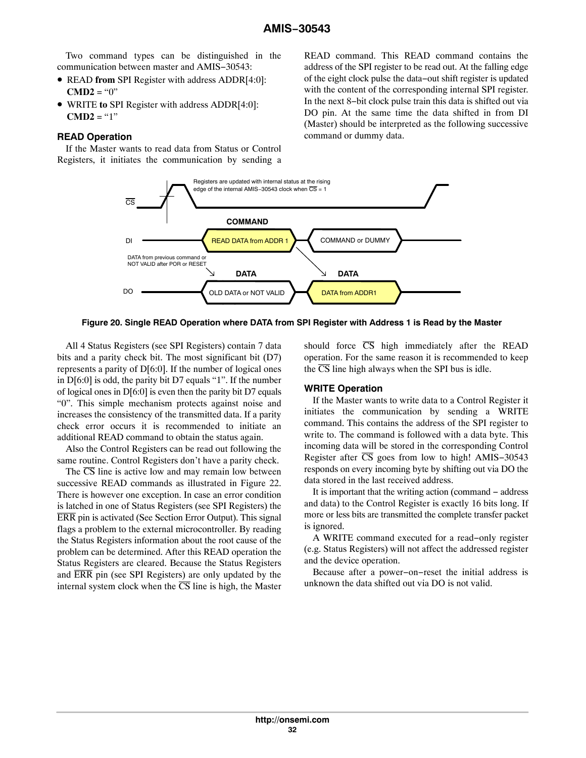Two command types can be distinguished in the communication between master and AMIS−30543:

- READ **from** SPI Register with address ADDR[4:0]: **CMD2** = "0"
- WRITE **to** SPI Register with address ADDR[4:0]: **CMD2** = "1"

### READ Operation

If the Master wants to read data from Status or Control Registers, it initiates the communication by sending a READ command. This READ command contains the address of the SPI register to be read out. At the falling edge of the eight clock pulse the data−out shift register is updated with the content of the corresponding internal SPI register. In the next 8−bit clock pulse train this data is shifted out via DO pin. At the same time the data shifted in from DI (Master) should be interpreted as the following successive command or dummy data.

**Figure 20. Single READ Operation where DATA from SPI Register with Address 1 is Read by the Master**

All 4 Status Registers (see SPI Registers) contain 7 data bits and a parity check bit. The most significant bit (D7) represents a parity of D[6:0]. If the number of logical ones in D[6:0] is odd, the parity bit D7 equals "1". If the number of logical ones in D[6:0] is even then the parity bit D7 equals "0". This simple mechanism protects against noise and increases the consistency of the transmitted data. If a parity check error occurs it is recommended to initiate an additional READ command to obtain the status again.

Also the Control Registers can be read out following the same routine. Control Registers don't have a parity check.

The $\overline{CS}$ line is active low and may remain low between successive READ commands as illustrated in Figure 22. There is however one exception. In case an error condition is latched in one of Status Registers (see SPI Registers) the $\overline{ERR}$ pin is activated (See Section Error Output). This signal flags a problem to the external microcontroller. By reading the Status Registers information about the root cause of the problem can be determined. After this READ operation the Status Registers are cleared. Because the Status Registers and $\overline{ERR}$ pin (see SPI Registers) are only updated by the internal system clock when the $\overline{CS}$ line is high, the Master should force $\overline{CS}$ high immediately after the READ operation. For the same reason it is recommended to keep the $\overline{CS}$ line high always when the SPI bus is idle.

### WRITE Operation

If the Master wants to write data to a Control Register it initiates the communication by sending a WRITE command. This contains the address of the SPI register to write to. The command is followed with a data byte. This incoming data will be stored in the corresponding Control Register after $\overline{CS}$ goes from low to high! AMIS−30543 responds on every incoming byte by shifting out via DO the data stored in the last received address.

It is important that the writing action (command − address and data) to the Control Register is exactly 16 bits long. If more or less bits are transmitted the complete transfer packet is ignored.

A WRITE command executed for a read−only register (e.g. Status Registers) will not affect the addressed register and the device operation.

Because after a power−on−reset the initial address is unknown the data shifted out via DO is not valid.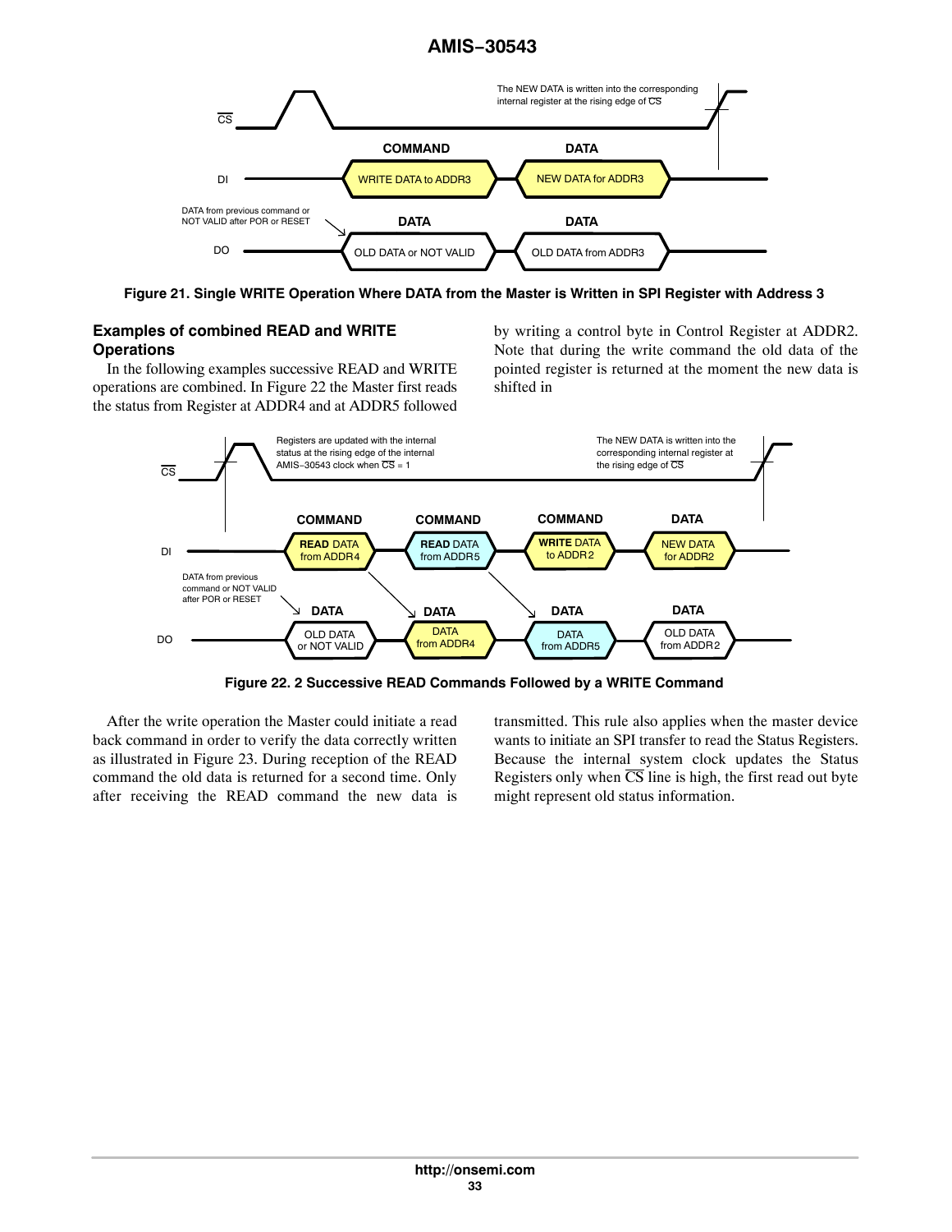Figure 21. Single WRITE Operation Where DATA from the Master is Written in SPI Register with Address 3

### Examples of combined READ and WRITE Operations

In the following examples successive READ and WRITE operations are combined. In Figure 22 the Master first reads the status from Register at ADDR4 and at ADDR5 followed by writing a control byte in Control Register at ADDR2. Note that during the write command the old data of the pointed register is returned at the moment the new data is shifted in

Figure 22. 2 Successive READ Commands Followed by a WRITE Command

After the write operation the Master could initiate a read back command in order to verify the data correctly written as illustrated in Figure 23. During reception of the READ command the old data is returned for a second time. Only after receiving the READ command the new data is transmitted. This rule also applies when the master device wants to initiate an SPI transfer to read the Status Registers. Because the internal system clock updates the Status Registers only when $\overline{CS}$ line is high, the first read out byte might represent old status information.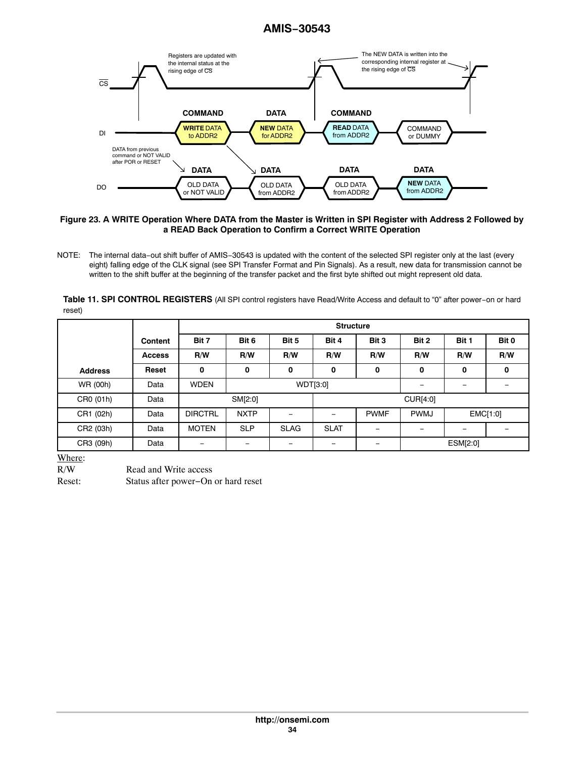Figure 23. A WRITE Operation Where DATA from the Master is Written in SPI Register with Address 2 Followed by a READ Back Operation to Confirm a Correct WRITE Operation

NOTE: The internal data−out shift buffer of AMIS−30543 is updated with the content of the selected SPI register only at the last (every eight) falling edge of the CLK signal (see SPI Transfer Format and Pin Signals). As a result, new data for transmission cannot be written to the shift buffer at the beginning of the transfer packet and the first byte shifted out might represent old data.

**Table 11. SPI CONTROL REGISTERS** (All SPI control registers have Read/Write Access and default to "0" after power−on or hard reset)

| Address | Content | Bit 7 | Bit 6 | Bit 5 | Bit 4 | Bit 3 | Bit 2 | Bit 1 | Bit 0 |
|---|---|---|---|---|---|---|---|---|---|
| | Access | R/W | R/W | R/W | R/W | R/W | R/W | R/W | R/W |
| | Reset | 0 | 0 | 0 | 0 | 0 | 0 | 0 | 0 |
| WR (00h) | Data | WDEN | WDT[3:0] | | | | – | – | – |
| CR0 (01h) | Data | SM[2:0] | | | CUR[4:0] | | | | |
| CR1 (02h) | Data | DIRCTRL | NXTP | – | – | PWMF | PWMJ | EMC[1:0] | |
| CR2 (03h) | Data | MOTEN | SLP | SLAG | SLAT | – | – | – | – |
| CR3 (09h) | Data | – | – | – | – | – | ESM[2:0] | | |

Where:

R/W Read and Write access

Reset: Status after power−On or hard reset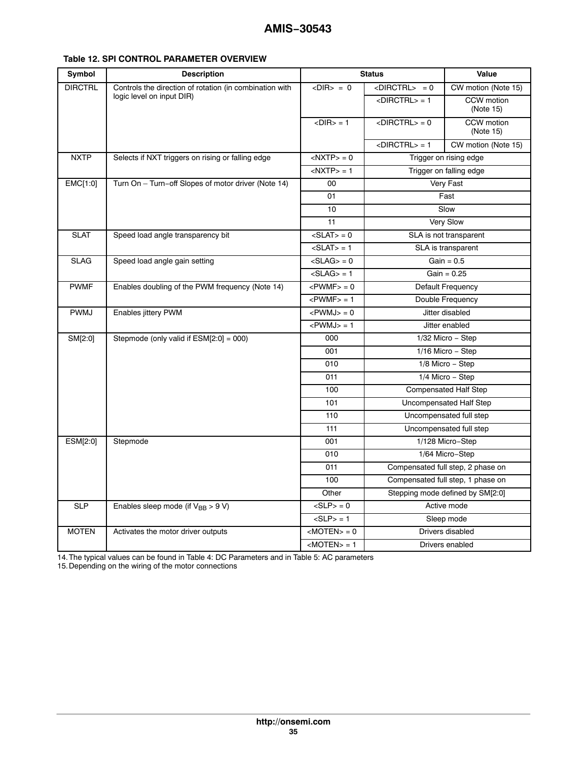**Table 12. SPI CONTROL PARAMETER OVERVIEW**

| Symbol | Description | Status | | Value |
| --- | --- | --- | --- | --- |
| DIRCTRL | Controls the direction of rotation (in combination with logic level on input DIR) | <DIR> = 0 | <DIRCTRL> = 0 | CW motion (Note 15) |
| | | | <DIRCTRL> = 1 | CCW motion (Note 15) |
| | | <DIR> = 1 | <DIRCTRL> = 0 | CCW motion (Note 15) |
| | | | <DIRCTRL> = 1 | CW motion (Note 15) |
| NXTP | Selects if NXT triggers on rising or falling edge | <NXTP> = 0 | Trigger on rising edge | |
| | | <NXTP> = 1 | Trigger on falling edge | |
| EMC[1:0] | Turn On – Turn−off Slopes of motor driver (Note 14) | 00 | Very Fast | |
| | | 01 | Fast | |
| | | 10 | Slow | |
| | | 11 | Very Slow | |
| SLAT | Speed load angle transparency bit | <SLAT> = 0 | SLA is not transparent | |
| | | <SLAT> = 1 | SLA is transparent | |
| SLAG | Speed load angle gain setting | <SLAG> = 0 | Gain = 0.5 | |
| | | <SLAG> = 1 | Gain = 0.25 | |
| PWMF | Enables doubling of the PWM frequency (Note 14) | <PWMF> = 0 | Default Frequency | |
| | | <PWMF> = 1 | Double Frequency | |
| PWMJ | Enables jittery PWM | <PWMJ> = 0 | Jitter disabled | |
| | | <PWMJ> = 1 | Jitter enabled | |
| SM[2:0] | Stepmode (only valid if ESM[2:0] = 000) | 000 | 1/32 Micro − Step | |
| | | 001 | 1/16 Micro − Step | |
| | | 010 | 1/8 Micro − Step | |
| | | 011 | 1/4 Micro − Step | |
| | | 100 | Compensated Half Step | |
| | | 101 | Uncompensated Half Step | |
| | | 110 | Uncompensated full step | |
| | | 111 | Uncompensated full step | |
| ESM[2:0] | Stepmode | 001 | 1/128 Micro−Step | |
| | | 010 | 1/64 Micro−Step | |
| | | 011 | Compensated full step, 2 phase on | |
| | | 100 | Compensated full step, 1 phase on | |
| | | Other | Stepping mode defined by SM[2:0] | |
| SLP | Enables sleep mode (if $V_{BB}$ > 9 V) | <SLP> = 0 | Active mode | |
| | | <SLP> = 1 | Sleep mode | |
| MOTEN | Activates the motor driver outputs | <MOTEN> = 0 | Drivers disabled | |
| | | <MOTEN> = 1 | Drivers enabled | |

14. The typical values can be found in Table 4: DC Parameters and in Table 5: AC parameters
15. Depending on the wiring of the motor connections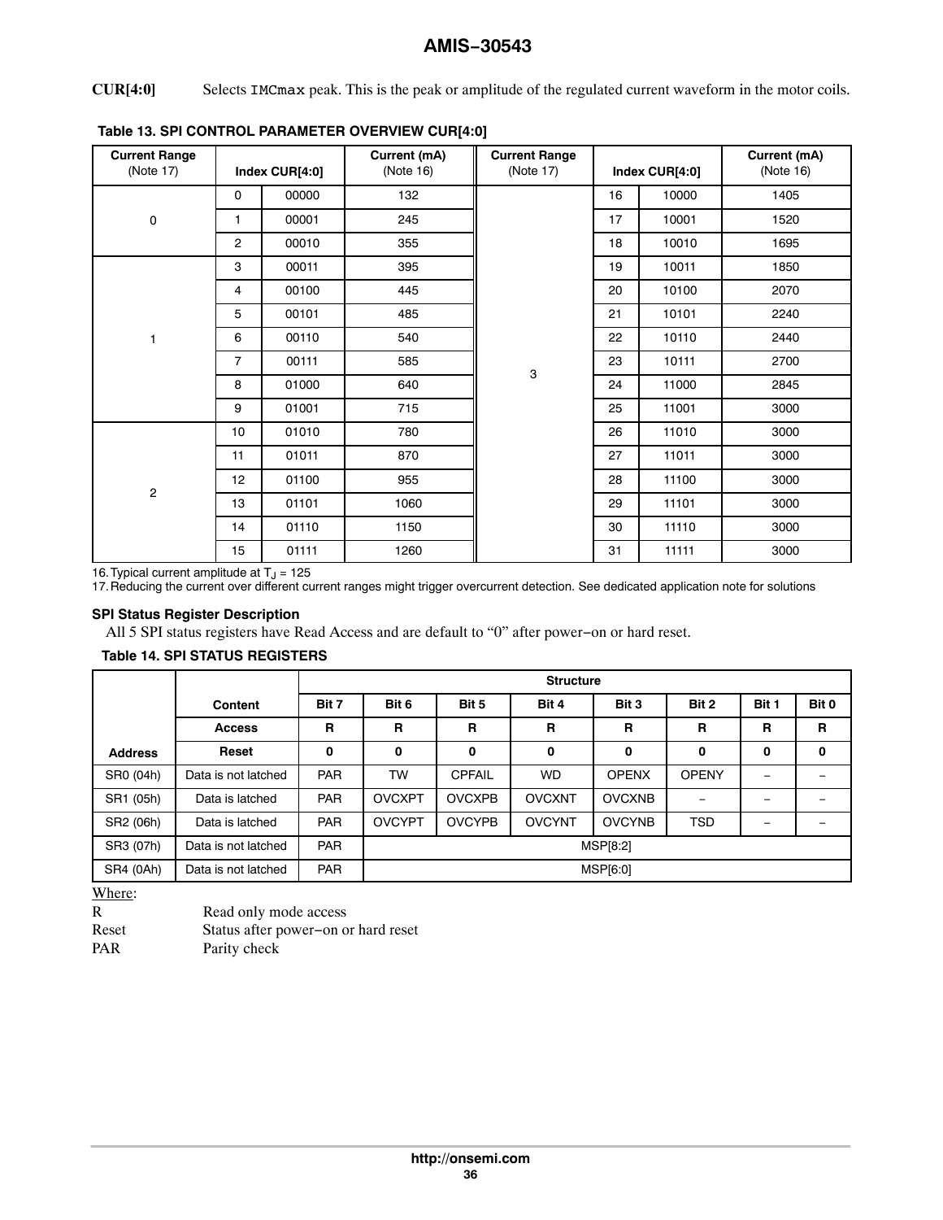**CUR[4:0]** Selects IMCmax peak. This is the peak or amplitude of the regulated current waveform in the motor coils.

**Table 13. SPI CONTROL PARAMETER OVERVIEW CUR[4:0]**

| Current Range (Note 17) | Index CUR[4:0] | | Current (mA) (Note 16) | Current Range (Note 17) | Index CUR[4:0] | | Current (mA) (Note 16) |
|---|---|---|---|---|---|---|---|
| 0 | 0 | 00000 | 132 | 3 | 16 | 10000 | 1405 |
| | 1 | 00001 | 245 | | 17 | 10001 | 1520 |
| | 2 | 00010 | 355 | | 18 | 10010 | 1695 |
| 1 | 3 | 00011 | 395 | | 19 | 10011 | 1850 |
| | 4 | 00100 | 445 | | 20 | 10100 | 2070 |
| | 5 | 00101 | 485 | | 21 | 10101 | 2240 |
| | 6 | 00110 | 540 | | 22 | 10110 | 2440 |
| | 7 | 00111 | 585 | | 23 | 10111 | 2700 |
| | 8 | 01000 | 640 | | 24 | 11000 | 2845 |
| | 9 | 01001 | 715 | | 25 | 11001 | 3000 |
| 2 | 10 | 01010 | 780 | | 26 | 11010 | 3000 |
| | 11 | 01011 | 870 | | 27 | 11011 | 3000 |
| | 12 | 01100 | 955 | | 28 | 11100 | 3000 |
| | 13 | 01101 | 1060 | | 29 | 11101 | 3000 |
| | 14 | 01110 | 1150 | | 30 | 11110 | 3000 |
| | 15 | 01111 | 1260 | | 31 | 11111 | 3000 |

16. Typical current amplitude at $T_J$ = 125
17. Reducing the current over different current ranges might trigger overcurrent detection. See dedicated application note for solutions

### SPI Status Register Description

All 5 SPI status registers have Read Access and are default to "0" after power−on or hard reset.

**Table 14. SPI STATUS REGISTERS**

| Address | Content | Bit 7 | Bit 6 | Bit 5 | Bit 4 | Bit 3 | Bit 2 | Bit 1 | Bit 0 |
|---|---|---|---|---|---|---|---|---|---|
| | Access | R | R | R | R | R | R | R | R |
| | Reset | 0 | 0 | 0 | 0 | 0 | 0 | 0 | 0 |
| SR0 (04h) | Data is not latched | PAR | TW | CPFAIL | WD | OPENX | OPENY | − | − |
| SR1 (05h) | Data is latched | PAR | OVCXPT | OVCXPB | OVCXNT | OVCXNB | − | − | − |
| SR2 (06h) | Data is latched | PAR | OVCYPT | OVCYPB | OVCYNT | OVCYNB | TSD | − | − |
| SR3 (07h) | Data is not latched | PAR | MSP[8:2] | | | | | | |
| SR4 (0Ah) | Data is not latched | PAR | MSP[6:0] | | | | | | |

Where:

R Read only mode access
Reset Status after power−on or hard reset
PAR Parity check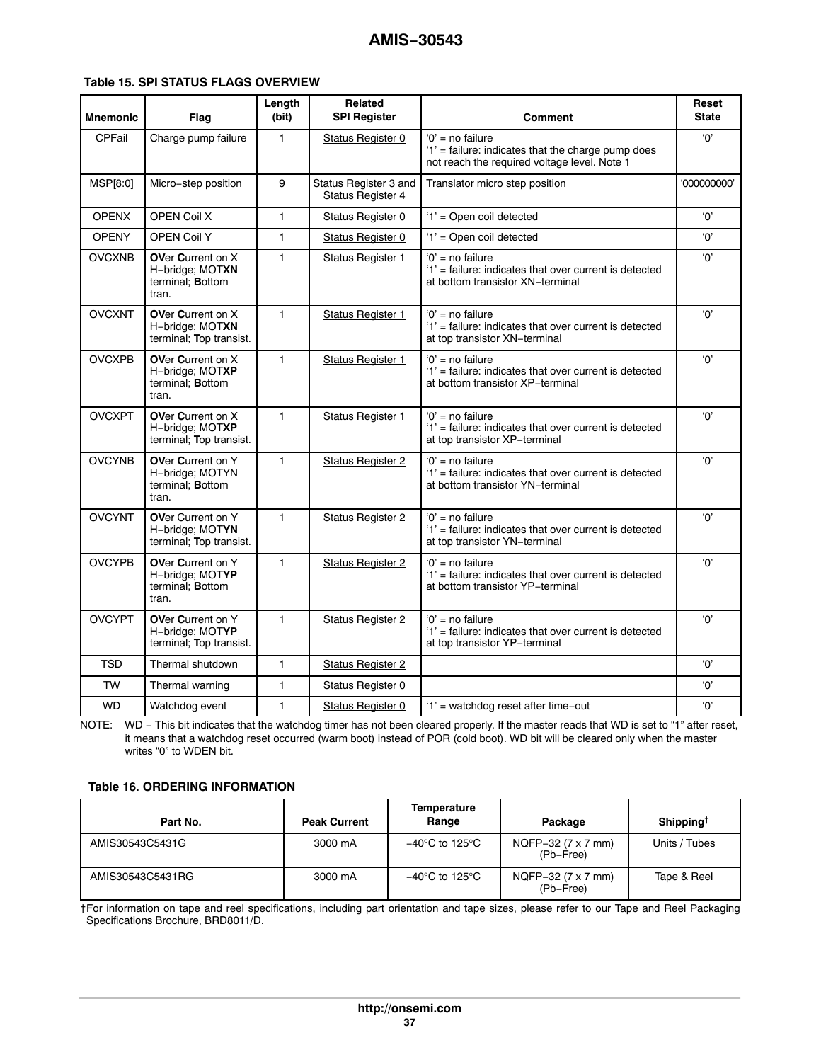**Table 15. SPI STATUS FLAGS OVERVIEW**

| Mnemonic | Flag | Length (bit) | Related SPI Register | Comment | Reset State |
|---|---|---|---|---|---|
| CPFail | Charge pump failure | 1 | Status Register 0 | '0' = no failure<br>'1' = failure: indicates that the charge pump does not reach the required voltage level. Note 1 | '0' |
| MSP[8:0] | Micro−step position | 9 | Status Register 3 and Status Register 4 | Translator micro step position | '000000000' |
| OPENX | OPEN Coil X | 1 | Status Register 0 | '1' = Open coil detected | '0' |
| OPENY | OPEN Coil Y | 1 | Status Register 0 | '1' = Open coil detected | '0' |
| OVCXNB | **OV**er **C**urrent on X H−bridge; MOT**XN** terminal; **B**ottom tran. | 1 | Status Register 1 | '0' = no failure<br>'1' = failure: indicates that over current is detected at bottom transistor XN−terminal | '0' |
| OVCXNT | **OV**er **C**urrent on X H−bridge; MOT**XN** terminal; **T**op transist. | 1 | Status Register 1 | '0' = no failure<br>'1' = failure: indicates that over current is detected at top transistor XN−terminal | '0' |
| OVCXPB | **OV**er **C**urrent on X H−bridge; MOT**XP** terminal; **B**ottom tran. | 1 | Status Register 1 | '0' = no failure<br>'1' = failure: indicates that over current is detected at bottom transistor XP−terminal | '0' |
| OVCXPT | **OV**er **C**urrent on X H−bridge; MOT**XP** terminal; **T**op transist. | 1 | Status Register 1 | '0' = no failure<br>'1' = failure: indicates that over current is detected at top transistor XP−terminal | '0' |
| OVCYNB | **OV**er **C**urrent on Y H−bridge; MOTYN terminal; **B**ottom tran. | 1 | Status Register 2 | '0' = no failure<br>'1' = failure: indicates that over current is detected at bottom transistor YN−terminal | '0' |
| OVCYNT | **OV**er Current on Y H−bridge; MOT**YN** terminal; **T**op transist. | 1 | Status Register 2 | '0' = no failure<br>'1' = failure: indicates that over current is detected at top transistor YN−terminal | '0' |
| OVCYPB | **OV**er **C**urrent on Y H−bridge; MOT**YP** terminal; **B**ottom tran. | 1 | Status Register 2 | '0' = no failure<br>'1' = failure: indicates that over current is detected at bottom transistor YP−terminal | '0' |
| OVCYPT | **OV**er **C**urrent on Y H−bridge; MOT**YP** terminal; **T**op transist. | 1 | Status Register 2 | '0' = no failure<br>'1' = failure: indicates that over current is detected at top transistor YP−terminal | '0' |
| TSD | Thermal shutdown | 1 | Status Register 2 | | '0' |
| TW | Thermal warning | 1 | Status Register 0 | | '0' |
| WD | Watchdog event | 1 | Status Register 0 | '1' = watchdog reset after time−out | '0' |

NOTE: WD − This bit indicates that the watchdog timer has not been cleared properly. If the master reads that WD is set to "1" after reset, it means that a watchdog reset occurred (warm boot) instead of POR (cold boot). WD bit will be cleared only when the master writes "0" to WDEN bit.

**Table 16. ORDERING INFORMATION**

| Part No. | Peak Current | Temperature Range | Package | Shipping† |
|---|---|---|---|---|
| AMIS30543C5431G | 3000 mA | −40°C to 125°C | NQFP−32 (7 x 7 mm) (Pb−Free) | Units / Tubes |
| AMIS30543C5431RG | 3000 mA | −40°C to 125°C | NQFP−32 (7 x 7 mm) (Pb−Free) | Tape & Reel |

†For information on tape and reel specifications, including part orientation and tape sizes, please refer to our Tape and Reel Packaging Specifications Brochure, BRD8011/D.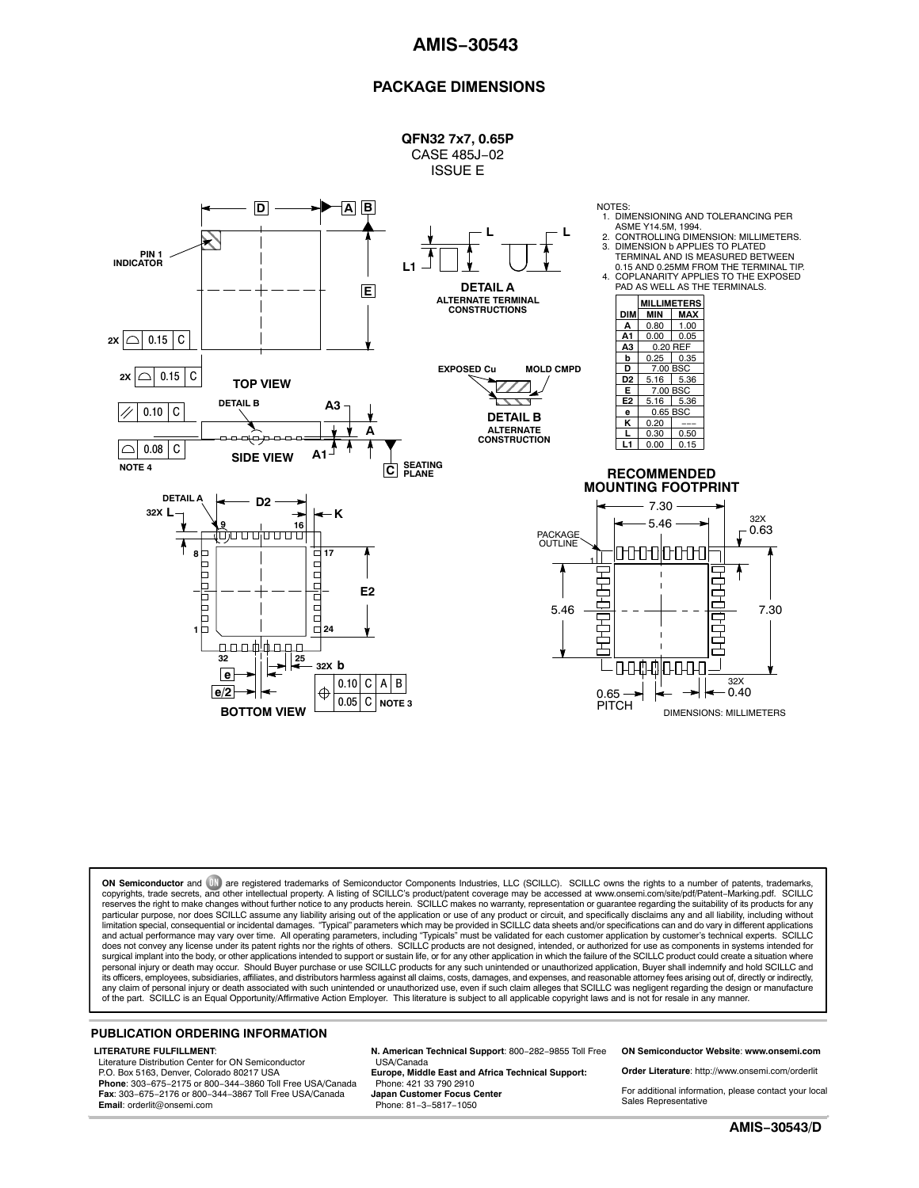## PACKAGE DIMENSIONS

**QFN32 7x7, 0.65P**
CASE 485J−02
ISSUE E

NOTES:
1. DIMENSIONING AND TOLERANCING PER ASME Y14.5M, 1994.
2. CONTROLLING DIMENSION: MILLIMETERS.
3. DIMENSION b APPLIES TO PLATED TERMINAL AND IS MEASURED BETWEEN 0.15 AND 0.25MM FROM THE TERMINAL TIP.
4. COPLANARITY APPLIES TO THE EXPOSED PAD AS WELL AS THE TERMINALS.

| DIM | MILLIMETERS MIN | MAX |
|---|---|---|
| A | 0.80 | 1.00 |
| A1 | 0.00 | 0.05 |
| A3 | 0.20 REF | |
| b | 0.25 | 0.35 |
| D | 7.00 BSC | |
| D2 | 5.16 | 5.36 |
| E | 7.00 BSC | |
| E2 | 5.16 | 5.36 |
| e | 0.65 BSC | |
| K | 0.20 | --- |
| L | 0.30 | 0.50 |
| L1 | 0.00 | 0.15 |

D
A
B
PIN 1 INDICATOR
E
2X 0.15 C
2X 0.15 C
TOP VIEW
0.10 C
0.08 C
NOTE 4
DETAIL B
A3
A
A1
SIDE VIEW
C
SEATING PLANE

L
L
L1
DETAIL A
ALTERNATE TERMINAL CONSTRUCTIONS

EXPOSED Cu
MOLD CMPD
DETAIL B
ALTERNATE CONSTRUCTION

DETAIL A
32X L
D2
K
9
16
8
17
E2
1
24
32
25
32X b
e
e/2
0.10 C A B
0.05 C NOTE 3
BOTTOM VIEW

**RECOMMENDED MOUNTING FOOTPRINT**

7.30
5.46
32X 0.63
PACKAGE OUTLINE
1
5.46
7.30
32X 0.40
0.65 PITCH
DIMENSIONS: MILLIMETERS

**ON Semiconductor** and ON are registered trademarks of Semiconductor Components Industries, LLC (SCILLC). SCILLC owns the rights to a number of patents, trademarks, copyrights, trade secrets, and other intellectual property. A listing of SCILLC's product/patent coverage may be accessed at www.onsemi.com/site/pdf/Patent−Marking.pdf. SCILLC reserves the right to make changes without further notice to any products herein. SCILLC makes no warranty, representation or guarantee regarding the suitability of its products for any particular purpose, nor does SCILLC assume any liability arising out of the application or use of any product or circuit, and specifically disclaims any and all liability, including without limitation special, consequential or incidental damages. "Typical" parameters which may be provided in SCILLC data sheets and/or specifications can and do vary in different applications and actual performance may vary over time. All operating parameters, including "Typicals" must be validated for each customer application by customer's technical experts. SCILLC does not convey any license under its patent rights nor the rights of others. SCILLC products are not designed, intended, or authorized for use as components in systems intended for surgical implant into the body, or other applications intended to support or sustain life, or for any other application in which the failure of the SCILLC product could create a situation where personal injury or death may occur. Should Buyer purchase or use SCILLC products for any such unintended or unauthorized application, Buyer shall indemnify and hold SCILLC and its officers, employees, subsidiaries, affiliates, and distributors harmless against all claims, costs, damages, and expenses, and reasonable attorney fees arising out of, directly or indirectly, any claim of personal injury or death associated with such unintended or unauthorized use, even if such claim alleges that SCILLC was negligent regarding the design or manufacture of the part. SCILLC is an Equal Opportunity/Affirmative Action Employer. This literature is subject to all applicable copyright laws and is not for resale in any manner.

### PUBLICATION ORDERING INFORMATION

**LITERATURE FULFILLMENT**:
Literature Distribution Center for ON Semiconductor
P.O. Box 5163, Denver, Colorado 80217 USA
**Phone**: 303−675−2175 or 800−344−3860 Toll Free USA/Canada
**Fax**: 303−675−2176 or 800−344−3867 Toll Free USA/Canada
**Email**: orderlit@onsemi.com

**N. American Technical Support**: 800−282−9855 Toll Free USA/Canada
**Europe, Middle East and Africa Technical Support:**
Phone: 421 33 790 2910
**Japan Customer Focus Center**
Phone: 81−3−5817−1050

**ON Semiconductor Website**: **www.onsemi.com**

**Order Literature**: http://www.onsemi.com/orderlit

For additional information, please contact your local Sales Representative

**AMIS−30543/D**